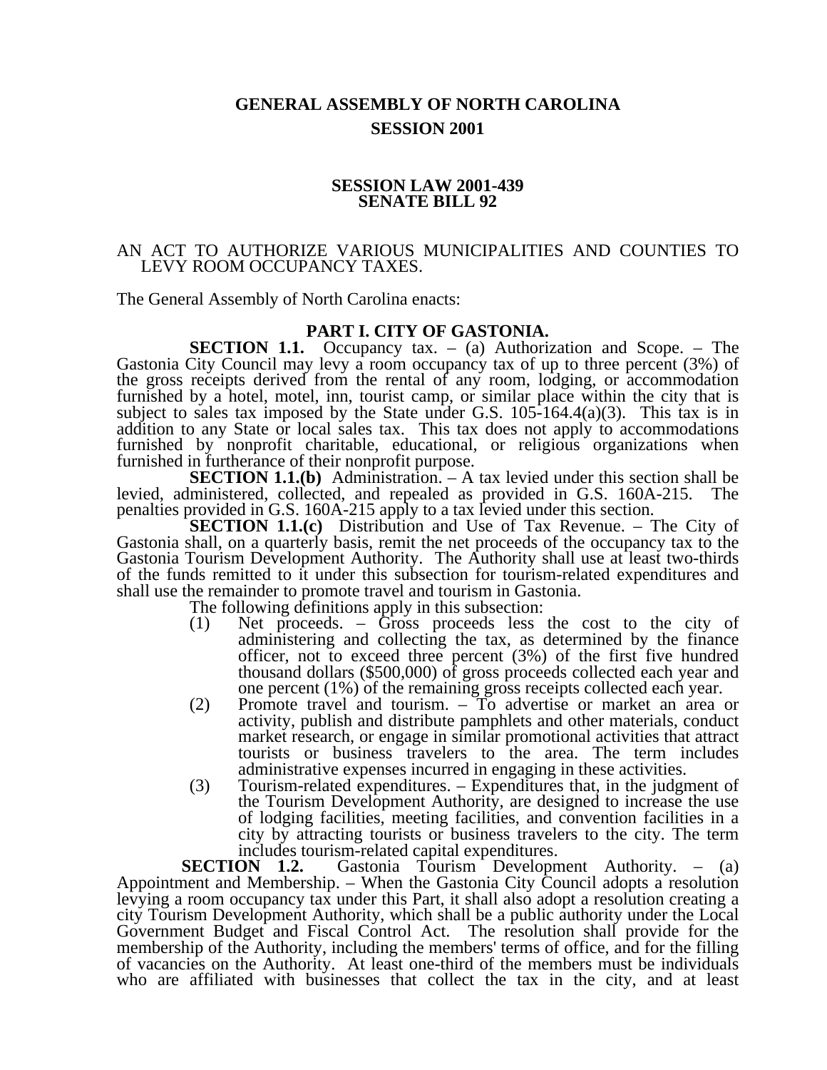# GENERAL ASSEMBLY OF NORTH CAROLINA
## SESSION 2001

### SESSION LAW 2001-439
### SENATE BILL 92

AN ACT TO AUTHORIZE VARIOUS MUNICIPALITIES AND COUNTIES TO LEVY ROOM OCCUPANCY TAXES.

The General Assembly of North Carolina enacts:

## PART I. CITY OF GASTONIA.

**SECTION 1.1.** Occupancy tax. – (a) Authorization and Scope. – The Gastonia City Council may levy a room occupancy tax of up to three percent (3%) of the gross receipts derived from the rental of any room, lodging, or accommodation furnished by a hotel, motel, inn, tourist camp, or similar place within the city that is subject to sales tax imposed by the State under G.S. 105-164.4(a)(3). This tax is in addition to any State or local sales tax. This tax does not apply to accommodations furnished by nonprofit charitable, educational, or religious organizations when furnished in furtherance of their nonprofit purpose.

**SECTION 1.1.(b)** Administration. – A tax levied under this section shall be levied, administered, collected, and repealed as provided in G.S. 160A-215. The penalties provided in G.S. 160A-215 apply to a tax levied under this section.

**SECTION 1.1.(c)** Distribution and Use of Tax Revenue. – The City of Gastonia shall, on a quarterly basis, remit the net proceeds of the occupancy tax to the Gastonia Tourism Development Authority. The Authority shall use at least two-thirds of the funds remitted to it under this subsection for tourism-related expenditures and shall use the remainder to promote travel and tourism in Gastonia.

The following definitions apply in this subsection:

(1) Net proceeds. – Gross proceeds less the cost to the city of administering and collecting the tax, as determined by the finance officer, not to exceed three percent (3%) of the first five hundred thousand dollars ($500,000) of gross proceeds collected each year and one percent (1%) of the remaining gross receipts collected each year.

(2) Promote travel and tourism. – To advertise or market an area or activity, publish and distribute pamphlets and other materials, conduct market research, or engage in similar promotional activities that attract tourists or business travelers to the area. The term includes administrative expenses incurred in engaging in these activities.

(3) Tourism-related expenditures. – Expenditures that, in the judgment of the Tourism Development Authority, are designed to increase the use of lodging facilities, meeting facilities, and convention facilities in a city by attracting tourists or business travelers to the city. The term includes tourism-related capital expenditures.

**SECTION 1.2.** Gastonia Tourism Development Authority. – (a) Appointment and Membership. – When the Gastonia City Council adopts a resolution levying a room occupancy tax under this Part, it shall also adopt a resolution creating a city Tourism Development Authority, which shall be a public authority under the Local Government Budget and Fiscal Control Act. The resolution shall provide for the membership of the Authority, including the members' terms of office, and for the filling of vacancies on the Authority. At least one-third of the members must be individuals who are affiliated with businesses that collect the tax in the city, and at least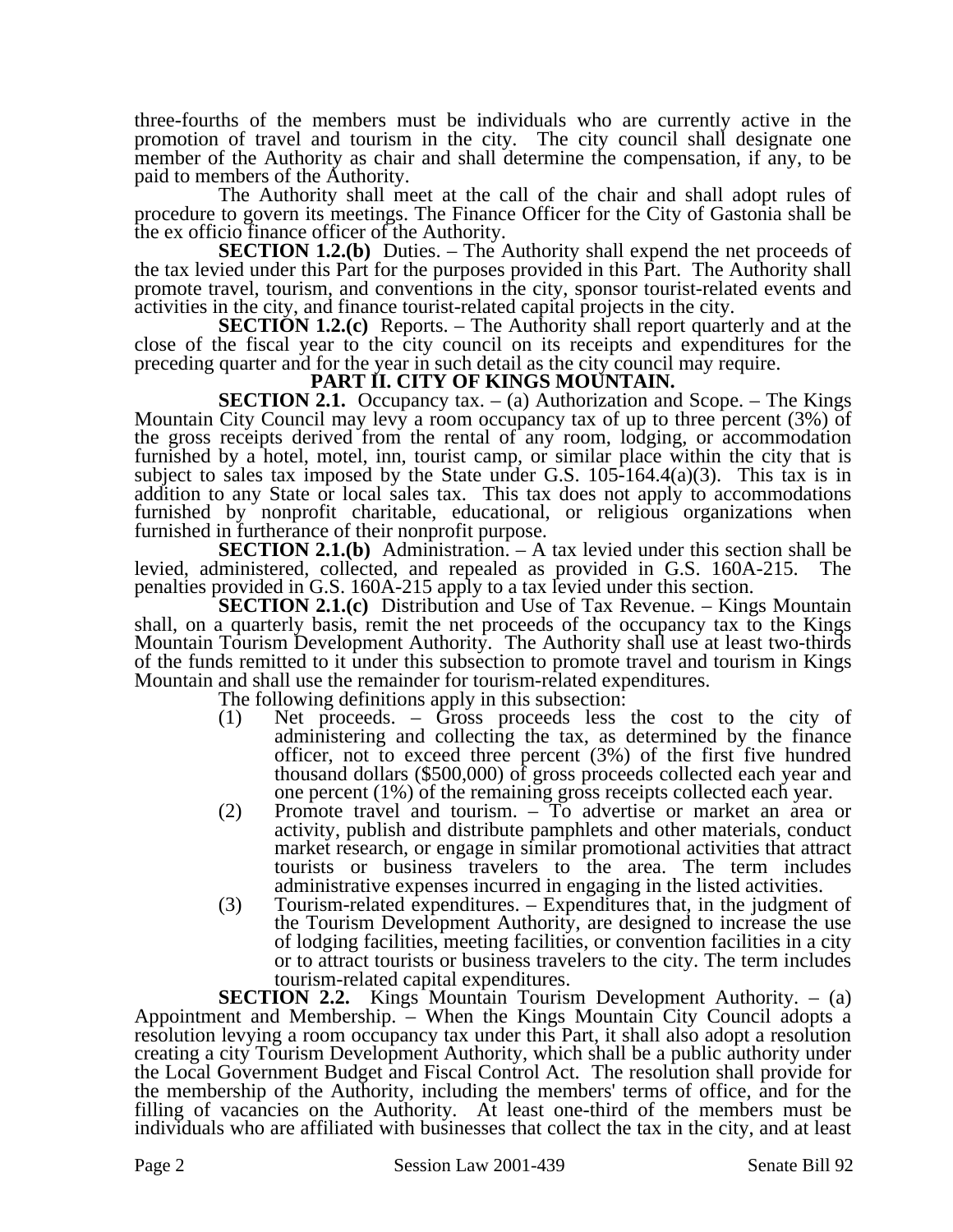three-fourths of the members must be individuals who are currently active in the promotion of travel and tourism in the city. The city council shall designate one member of the Authority as chair and shall determine the compensation, if any, to be paid to members of the Authority.

The Authority shall meet at the call of the chair and shall adopt rules of procedure to govern its meetings. The Finance Officer for the City of Gastonia shall be the ex officio finance officer of the Authority.

**SECTION 1.2.(b)** Duties. – The Authority shall expend the net proceeds of the tax levied under this Part for the purposes provided in this Part. The Authority shall promote travel, tourism, and conventions in the city, sponsor tourist-related events and activities in the city, and finance tourist-related capital projects in the city.

**SECTION 1.2.(c)** Reports. – The Authority shall report quarterly and at the close of the fiscal year to the city council on its receipts and expenditures for the preceding quarter and for the year in such detail as the city council may require.

**PART II. CITY OF KINGS MOUNTAIN.**

**SECTION 2.1.** Occupancy tax. – (a) Authorization and Scope. – The Kings Mountain City Council may levy a room occupancy tax of up to three percent (3%) of the gross receipts derived from the rental of any room, lodging, or accommodation furnished by a hotel, motel, inn, tourist camp, or similar place within the city that is subject to sales tax imposed by the State under G.S. 105-164.4(a)(3). This tax is in addition to any State or local sales tax. This tax does not apply to accommodations furnished by nonprofit charitable, educational, or religious organizations when furnished in furtherance of their nonprofit purpose.

**SECTION 2.1.(b)** Administration. – A tax levied under this section shall be levied, administered, collected, and repealed as provided in G.S. 160A-215. The penalties provided in G.S. 160A-215 apply to a tax levied under this section.

**SECTION 2.1.(c)** Distribution and Use of Tax Revenue. – Kings Mountain shall, on a quarterly basis, remit the net proceeds of the occupancy tax to the Kings Mountain Tourism Development Authority. The Authority shall use at least two-thirds of the funds remitted to it under this subsection to promote travel and tourism in Kings Mountain and shall use the remainder for tourism-related expenditures.

The following definitions apply in this subsection:

(1) Net proceeds. – Gross proceeds less the cost to the city of administering and collecting the tax, as determined by the finance officer, not to exceed three percent (3%) of the first five hundred thousand dollars ($500,000) of gross proceeds collected each year and one percent (1%) of the remaining gross receipts collected each year.

(2) Promote travel and tourism. – To advertise or market an area or activity, publish and distribute pamphlets and other materials, conduct market research, or engage in similar promotional activities that attract tourists or business travelers to the area. The term includes administrative expenses incurred in engaging in the listed activities.

(3) Tourism-related expenditures. – Expenditures that, in the judgment of the Tourism Development Authority, are designed to increase the use of lodging facilities, meeting facilities, or convention facilities in a city or to attract tourists or business travelers to the city. The term includes tourism-related capital expenditures.

**SECTION 2.2.** Kings Mountain Tourism Development Authority. – (a) Appointment and Membership. – When the Kings Mountain City Council adopts a resolution levying a room occupancy tax under this Part, it shall also adopt a resolution creating a city Tourism Development Authority, which shall be a public authority under the Local Government Budget and Fiscal Control Act. The resolution shall provide for the membership of the Authority, including the members' terms of office, and for the filling of vacancies on the Authority. At least one-third of the members must be individuals who are affiliated with businesses that collect the tax in the city, and at least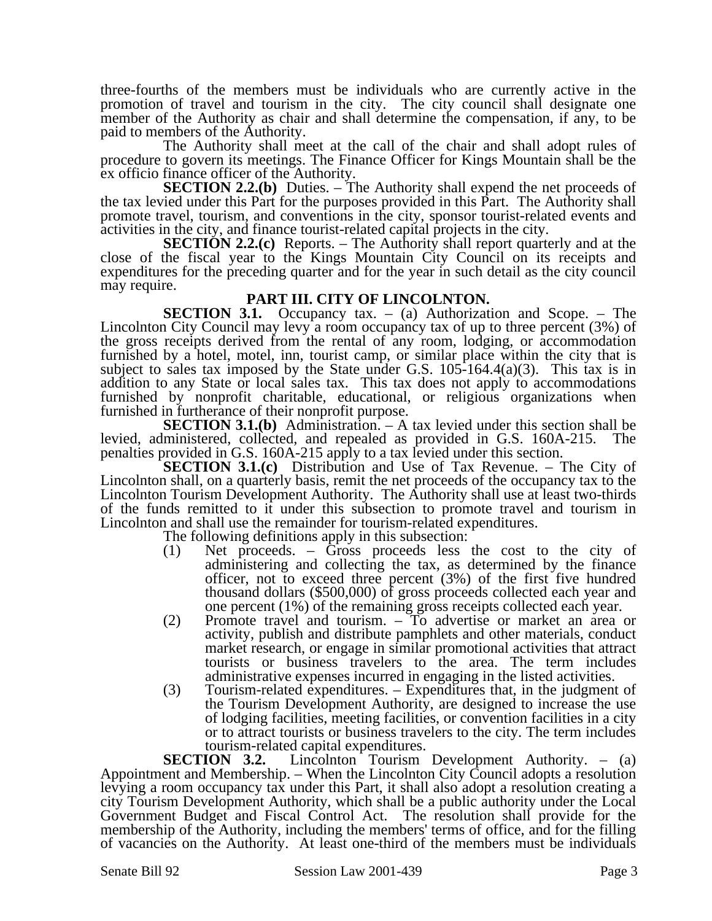three-fourths of the members must be individuals who are currently active in the promotion of travel and tourism in the city. The city council shall designate one member of the Authority as chair and shall determine the compensation, if any, to be paid to members of the Authority.

The Authority shall meet at the call of the chair and shall adopt rules of procedure to govern its meetings. The Finance Officer for Kings Mountain shall be the ex officio finance officer of the Authority.

**SECTION 2.2.(b)** Duties. – The Authority shall expend the net proceeds of the tax levied under this Part for the purposes provided in this Part. The Authority shall promote travel, tourism, and conventions in the city, sponsor tourist-related events and activities in the city, and finance tourist-related capital projects in the city.

**SECTION 2.2.(c)** Reports. – The Authority shall report quarterly and at the close of the fiscal year to the Kings Mountain City Council on its receipts and expenditures for the preceding quarter and for the year in such detail as the city council may require.

## PART III. CITY OF LINCOLNTON.

**SECTION 3.1.** Occupancy tax. – (a) Authorization and Scope. – The Lincolnton City Council may levy a room occupancy tax of up to three percent (3%) of the gross receipts derived from the rental of any room, lodging, or accommodation furnished by a hotel, motel, inn, tourist camp, or similar place within the city that is subject to sales tax imposed by the State under G.S. 105-164.4(a)(3). This tax is in addition to any State or local sales tax. This tax does not apply to accommodations furnished by nonprofit charitable, educational, or religious organizations when furnished in furtherance of their nonprofit purpose.

**SECTION 3.1.(b)** Administration. – A tax levied under this section shall be levied, administered, collected, and repealed as provided in G.S. 160A-215. The penalties provided in G.S. 160A-215 apply to a tax levied under this section.

**SECTION 3.1.(c)** Distribution and Use of Tax Revenue. – The City of Lincolnton shall, on a quarterly basis, remit the net proceeds of the occupancy tax to the Lincolnton Tourism Development Authority. The Authority shall use at least two-thirds of the funds remitted to it under this subsection to promote travel and tourism in Lincolnton and shall use the remainder for tourism-related expenditures.

The following definitions apply in this subsection:

(1) Net proceeds. – Gross proceeds less the cost to the city of administering and collecting the tax, as determined by the finance officer, not to exceed three percent (3%) of the first five hundred thousand dollars ($500,000) of gross proceeds collected each year and one percent (1%) of the remaining gross receipts collected each year.

(2) Promote travel and tourism. – To advertise or market an area or activity, publish and distribute pamphlets and other materials, conduct market research, or engage in similar promotional activities that attract tourists or business travelers to the area. The term includes administrative expenses incurred in engaging in the listed activities.

(3) Tourism-related expenditures. – Expenditures that, in the judgment of the Tourism Development Authority, are designed to increase the use of lodging facilities, meeting facilities, or convention facilities in a city or to attract tourists or business travelers to the city. The term includes tourism-related capital expenditures.

**SECTION 3.2.** Lincolnton Tourism Development Authority. – (a) Appointment and Membership. – When the Lincolnton City Council adopts a resolution levying a room occupancy tax under this Part, it shall also adopt a resolution creating a city Tourism Development Authority, which shall be a public authority under the Local Government Budget and Fiscal Control Act. The resolution shall provide for the membership of the Authority, including the members' terms of office, and for the filling of vacancies on the Authority. At least one-third of the members must be individuals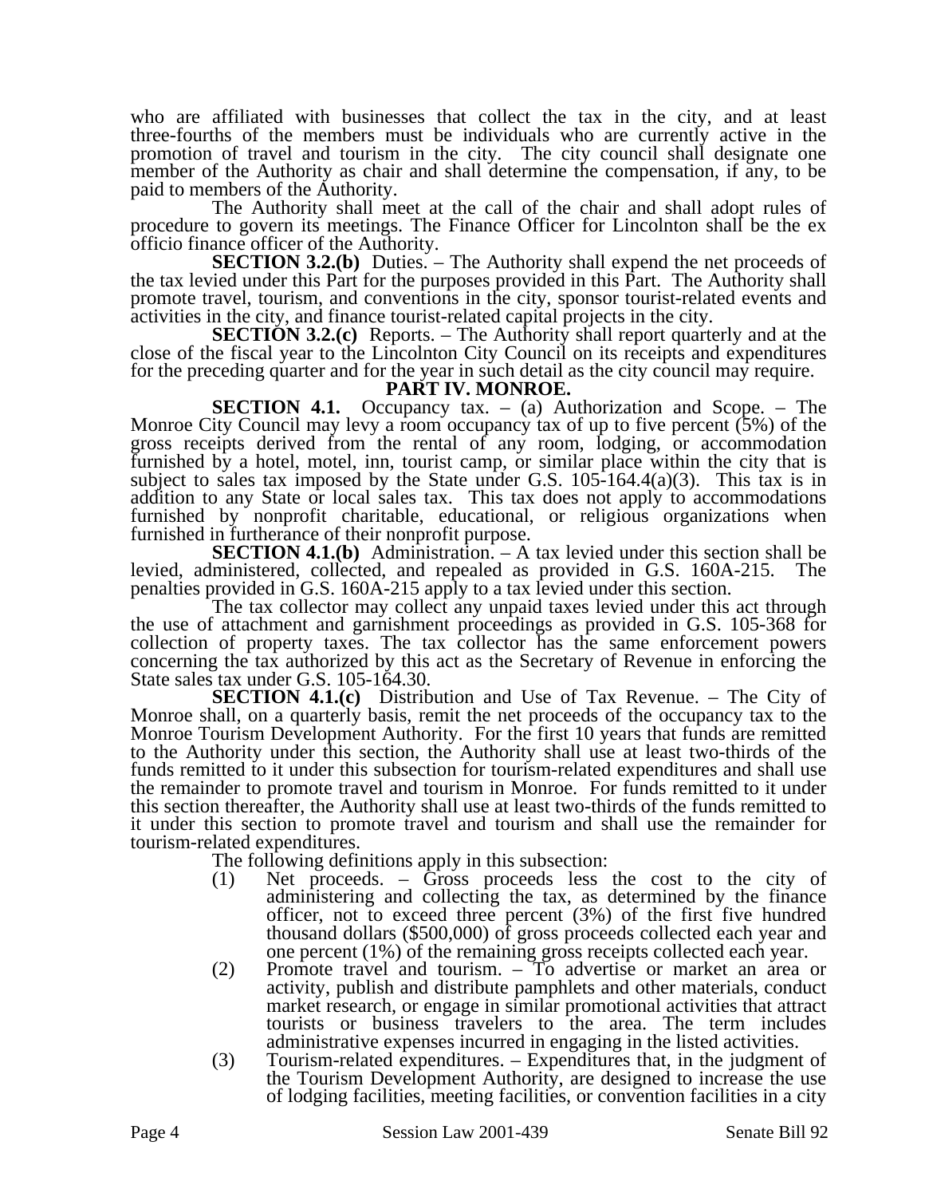who are affiliated with businesses that collect the tax in the city, and at least three-fourths of the members must be individuals who are currently active in the promotion of travel and tourism in the city. The city council shall designate one member of the Authority as chair and shall determine the compensation, if any, to be paid to members of the Authority.

The Authority shall meet at the call of the chair and shall adopt rules of procedure to govern its meetings. The Finance Officer for Lincolnton shall be the ex officio finance officer of the Authority.

**SECTION 3.2.(b)** Duties. – The Authority shall expend the net proceeds of the tax levied under this Part for the purposes provided in this Part. The Authority shall promote travel, tourism, and conventions in the city, sponsor tourist-related events and activities in the city, and finance tourist-related capital projects in the city.

**SECTION 3.2.(c)** Reports. – The Authority shall report quarterly and at the close of the fiscal year to the Lincolnton City Council on its receipts and expenditures for the preceding quarter and for the year in such detail as the city council may require.

**PART IV. MONROE.**

**SECTION 4.1.** Occupancy tax. – (a) Authorization and Scope. – The Monroe City Council may levy a room occupancy tax of up to five percent (5%) of the gross receipts derived from the rental of any room, lodging, or accommodation furnished by a hotel, motel, inn, tourist camp, or similar place within the city that is subject to sales tax imposed by the State under G.S. 105-164.4(a)(3). This tax is in addition to any State or local sales tax. This tax does not apply to accommodations furnished by nonprofit charitable, educational, or religious organizations when furnished in furtherance of their nonprofit purpose.

**SECTION 4.1.(b)** Administration. – A tax levied under this section shall be levied, administered, collected, and repealed as provided in G.S. 160A-215. The penalties provided in G.S. 160A-215 apply to a tax levied under this section.

The tax collector may collect any unpaid taxes levied under this act through the use of attachment and garnishment proceedings as provided in G.S. 105-368 for collection of property taxes. The tax collector has the same enforcement powers concerning the tax authorized by this act as the Secretary of Revenue in enforcing the State sales tax under G.S. 105-164.30.

**SECTION 4.1.(c)** Distribution and Use of Tax Revenue. – The City of Monroe shall, on a quarterly basis, remit the net proceeds of the occupancy tax to the Monroe Tourism Development Authority. For the first 10 years that funds are remitted to the Authority under this section, the Authority shall use at least two-thirds of the funds remitted to it under this subsection for tourism-related expenditures and shall use the remainder to promote travel and tourism in Monroe. For funds remitted to it under this section thereafter, the Authority shall use at least two-thirds of the funds remitted to it under this section to promote travel and tourism and shall use the remainder for tourism-related expenditures.

The following definitions apply in this subsection:

(1) Net proceeds. – Gross proceeds less the cost to the city of administering and collecting the tax, as determined by the finance officer, not to exceed three percent (3%) of the first five hundred thousand dollars ($500,000) of gross proceeds collected each year and one percent (1%) of the remaining gross receipts collected each year.

(2) Promote travel and tourism. – To advertise or market an area or activity, publish and distribute pamphlets and other materials, conduct market research, or engage in similar promotional activities that attract tourists or business travelers to the area. The term includes administrative expenses incurred in engaging in the listed activities.

(3) Tourism-related expenditures. – Expenditures that, in the judgment of the Tourism Development Authority, are designed to increase the use of lodging facilities, meeting facilities, or convention facilities in a city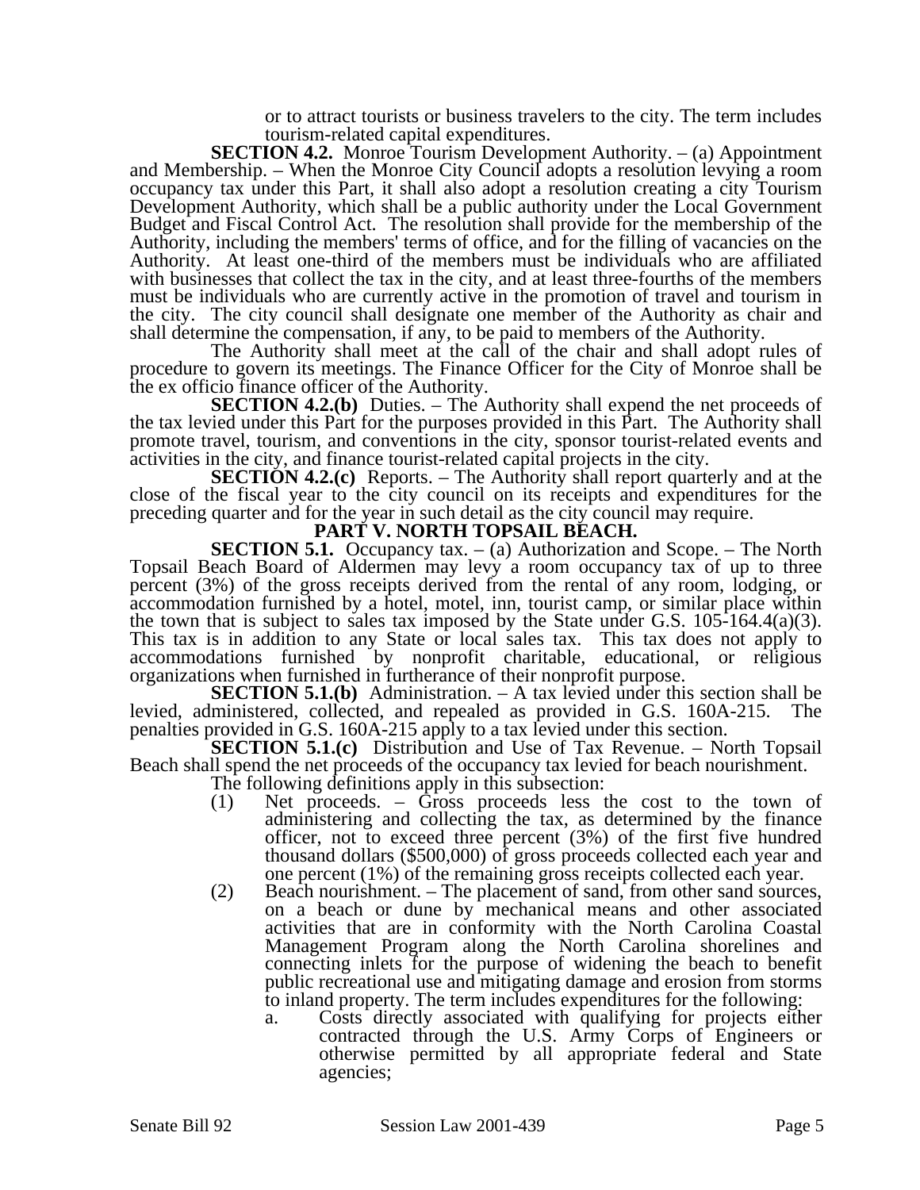or to attract tourists or business travelers to the city. The term includes tourism-related capital expenditures.

**SECTION 4.2.** Monroe Tourism Development Authority. – (a) Appointment and Membership. – When the Monroe City Council adopts a resolution levying a room occupancy tax under this Part, it shall also adopt a resolution creating a city Tourism Development Authority, which shall be a public authority under the Local Government Budget and Fiscal Control Act. The resolution shall provide for the membership of the Authority, including the members' terms of office, and for the filling of vacancies on the Authority. At least one-third of the members must be individuals who are affiliated with businesses that collect the tax in the city, and at least three-fourths of the members must be individuals who are currently active in the promotion of travel and tourism in the city. The city council shall designate one member of the Authority as chair and shall determine the compensation, if any, to be paid to members of the Authority.

The Authority shall meet at the call of the chair and shall adopt rules of procedure to govern its meetings. The Finance Officer for the City of Monroe shall be the ex officio finance officer of the Authority.

**SECTION 4.2.(b)** Duties. – The Authority shall expend the net proceeds of the tax levied under this Part for the purposes provided in this Part. The Authority shall promote travel, tourism, and conventions in the city, sponsor tourist-related events and activities in the city, and finance tourist-related capital projects in the city.

**SECTION 4.2.(c)** Reports. – The Authority shall report quarterly and at the close of the fiscal year to the city council on its receipts and expenditures for the preceding quarter and for the year in such detail as the city council may require.

## PART V. NORTH TOPSAIL BEACH.

**SECTION 5.1.** Occupancy tax. – (a) Authorization and Scope. – The North Topsail Beach Board of Aldermen may levy a room occupancy tax of up to three percent (3%) of the gross receipts derived from the rental of any room, lodging, or accommodation furnished by a hotel, motel, inn, tourist camp, or similar place within the town that is subject to sales tax imposed by the State under G.S. 105-164.4(a)(3). This tax is in addition to any State or local sales tax. This tax does not apply to accommodations furnished by nonprofit charitable, educational, or religious organizations when furnished in furtherance of their nonprofit purpose.

**SECTION 5.1.(b)** Administration. – A tax levied under this section shall be levied, administered, collected, and repealed as provided in G.S. 160A-215. The penalties provided in G.S. 160A-215 apply to a tax levied under this section.

**SECTION 5.1.(c)** Distribution and Use of Tax Revenue. – North Topsail Beach shall spend the net proceeds of the occupancy tax levied for beach nourishment.

The following definitions apply in this subsection:

(1) Net proceeds. – Gross proceeds less the cost to the town of administering and collecting the tax, as determined by the finance officer, not to exceed three percent (3%) of the first five hundred thousand dollars ($500,000) of gross proceeds collected each year and one percent (1%) of the remaining gross receipts collected each year.

(2) Beach nourishment. – The placement of sand, from other sand sources, on a beach or dune by mechanical means and other associated activities that are in conformity with the North Carolina Coastal Management Program along the North Carolina shorelines and connecting inlets for the purpose of widening the beach to benefit public recreational use and mitigating damage and erosion from storms to inland property. The term includes expenditures for the following:

   a. Costs directly associated with qualifying for projects either contracted through the U.S. Army Corps of Engineers or otherwise permitted by all appropriate federal and State agencies;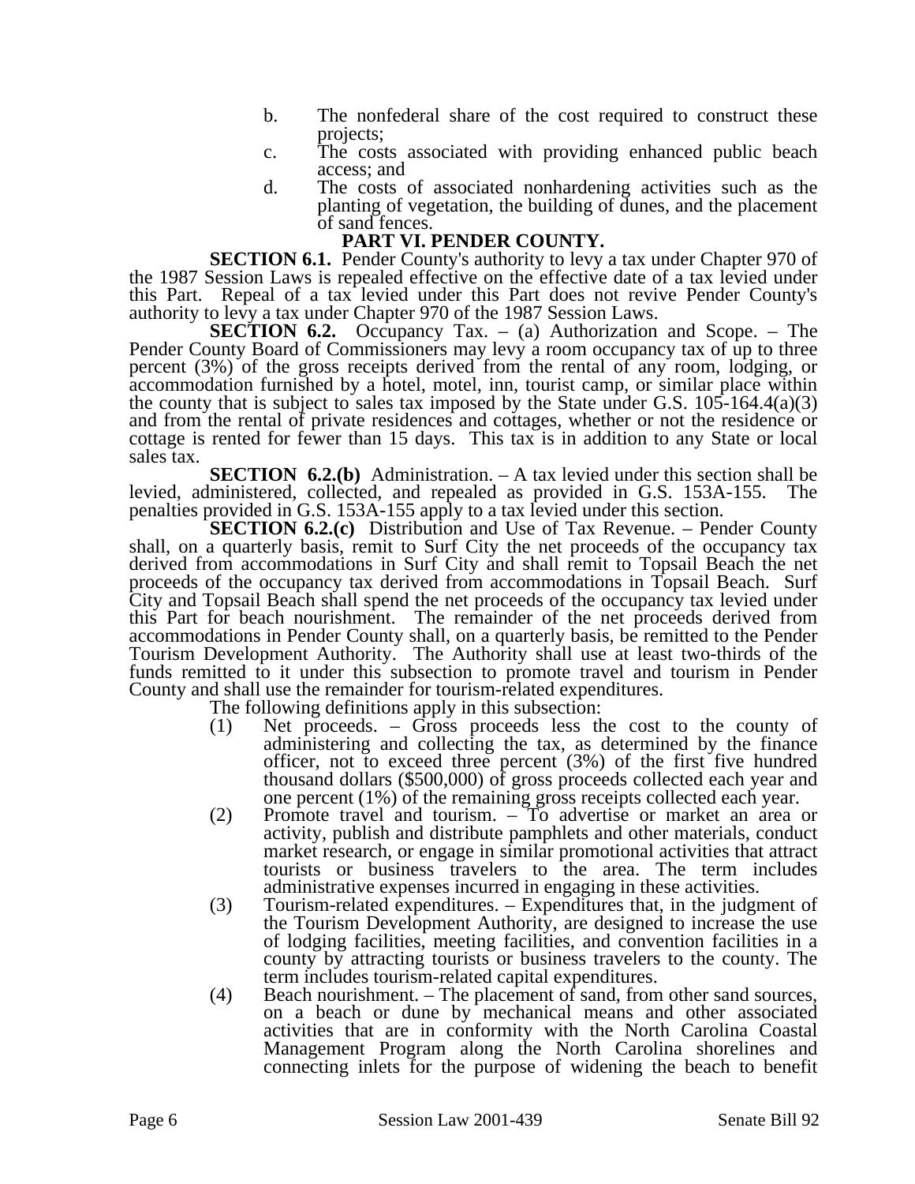b. The nonfederal share of the cost required to construct these projects;

c. The costs associated with providing enhanced public beach access; and

d. The costs of associated nonhardening activities such as the planting of vegetation, the building of dunes, and the placement of sand fences.

## PART VI. PENDER COUNTY.

**SECTION 6.1.** Pender County's authority to levy a tax under Chapter 970 of the 1987 Session Laws is repealed effective on the effective date of a tax levied under this Part. Repeal of a tax levied under this Part does not revive Pender County's authority to levy a tax under Chapter 970 of the 1987 Session Laws.

**SECTION 6.2.** Occupancy Tax. – (a) Authorization and Scope. – The Pender County Board of Commissioners may levy a room occupancy tax of up to three percent (3%) of the gross receipts derived from the rental of any room, lodging, or accommodation furnished by a hotel, motel, inn, tourist camp, or similar place within the county that is subject to sales tax imposed by the State under G.S. 105-164.4(a)(3) and from the rental of private residences and cottages, whether or not the residence or cottage is rented for fewer than 15 days. This tax is in addition to any State or local sales tax.

**SECTION 6.2.(b)** Administration. – A tax levied under this section shall be levied, administered, collected, and repealed as provided in G.S. 153A-155. The penalties provided in G.S. 153A-155 apply to a tax levied under this section.

**SECTION 6.2.(c)** Distribution and Use of Tax Revenue. – Pender County shall, on a quarterly basis, remit to Surf City the net proceeds of the occupancy tax derived from accommodations in Surf City and shall remit to Topsail Beach the net proceeds of the occupancy tax derived from accommodations in Topsail Beach. Surf City and Topsail Beach shall spend the net proceeds of the occupancy tax levied under this Part for beach nourishment. The remainder of the net proceeds derived from accommodations in Pender County shall, on a quarterly basis, be remitted to the Pender Tourism Development Authority. The Authority shall use at least two-thirds of the funds remitted to it under this subsection to promote travel and tourism in Pender County and shall use the remainder for tourism-related expenditures.

The following definitions apply in this subsection:

(1) Net proceeds. – Gross proceeds less the cost to the county of administering and collecting the tax, as determined by the finance officer, not to exceed three percent (3%) of the first five hundred thousand dollars ($500,000) of gross proceeds collected each year and one percent (1%) of the remaining gross receipts collected each year.

(2) Promote travel and tourism. – To advertise or market an area or activity, publish and distribute pamphlets and other materials, conduct market research, or engage in similar promotional activities that attract tourists or business travelers to the area. The term includes administrative expenses incurred in engaging in these activities.

(3) Tourism-related expenditures. – Expenditures that, in the judgment of the Tourism Development Authority, are designed to increase the use of lodging facilities, meeting facilities, and convention facilities in a county by attracting tourists or business travelers to the county. The term includes tourism-related capital expenditures.

(4) Beach nourishment. – The placement of sand, from other sand sources, on a beach or dune by mechanical means and other associated activities that are in conformity with the North Carolina Coastal Management Program along the North Carolina shorelines and connecting inlets for the purpose of widening the beach to benefit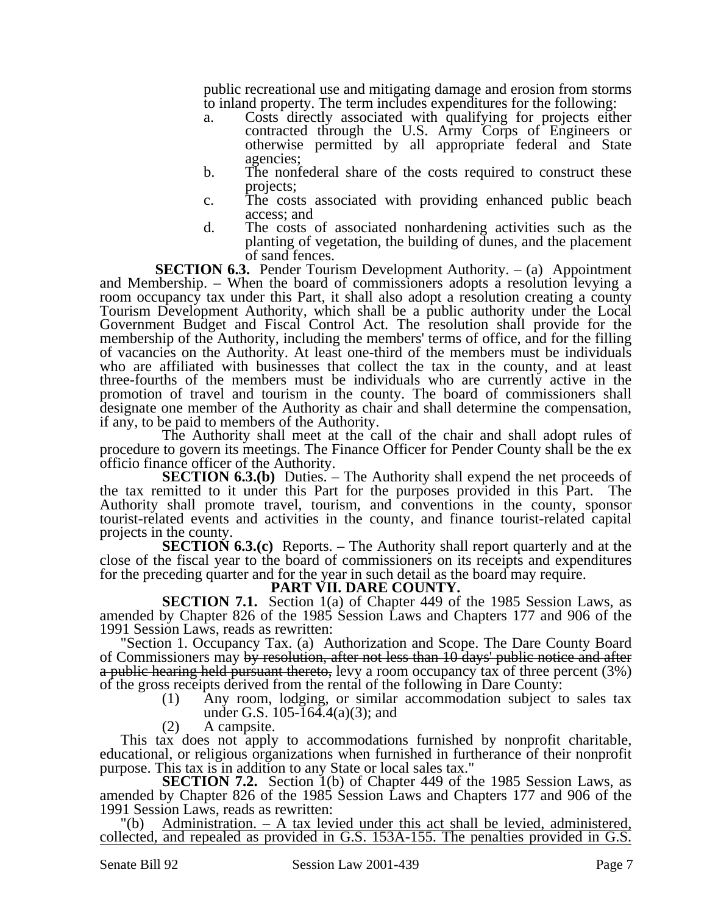public recreational use and mitigating damage and erosion from storms to inland property. The term includes expenditures for the following:

a. Costs directly associated with qualifying for projects either contracted through the U.S. Army Corps of Engineers or otherwise permitted by all appropriate federal and State agencies;

b. The nonfederal share of the costs required to construct these projects;

c. The costs associated with providing enhanced public beach access; and

d. The costs of associated nonhardening activities such as the planting of vegetation, the building of dunes, and the placement of sand fences.

**SECTION 6.3.** Pender Tourism Development Authority. – (a) Appointment and Membership. – When the board of commissioners adopts a resolution levying a room occupancy tax under this Part, it shall also adopt a resolution creating a county Tourism Development Authority, which shall be a public authority under the Local Government Budget and Fiscal Control Act. The resolution shall provide for the membership of the Authority, including the members' terms of office, and for the filling of vacancies on the Authority. At least one-third of the members must be individuals who are affiliated with businesses that collect the tax in the county, and at least three-fourths of the members must be individuals who are currently active in the promotion of travel and tourism in the county. The board of commissioners shall designate one member of the Authority as chair and shall determine the compensation, if any, to be paid to members of the Authority.

The Authority shall meet at the call of the chair and shall adopt rules of procedure to govern its meetings. The Finance Officer for Pender County shall be the ex officio finance officer of the Authority.

**SECTION 6.3.(b)** Duties. – The Authority shall expend the net proceeds of the tax remitted to it under this Part for the purposes provided in this Part. The Authority shall promote travel, tourism, and conventions in the county, sponsor tourist-related events and activities in the county, and finance tourist-related capital projects in the county.

**SECTION 6.3.(c)** Reports. – The Authority shall report quarterly and at the close of the fiscal year to the board of commissioners on its receipts and expenditures for the preceding quarter and for the year in such detail as the board may require.

## PART VII. DARE COUNTY.

**SECTION 7.1.** Section 1(a) of Chapter 449 of the 1985 Session Laws, as amended by Chapter 826 of the 1985 Session Laws and Chapters 177 and 906 of the 1991 Session Laws, reads as rewritten:

"Section 1. Occupancy Tax. (a) Authorization and Scope. The Dare County Board of Commissioners may ~~by resolution, after not less than 10 days' public notice and after a public hearing held pursuant thereto,~~ levy a room occupancy tax of three percent (3%) of the gross receipts derived from the rental of the following in Dare County:

(1) Any room, lodging, or similar accommodation subject to sales tax under G.S. 105-164.4(a)(3); and

(2) A campsite.

This tax does not apply to accommodations furnished by nonprofit charitable, educational, or religious organizations when furnished in furtherance of their nonprofit purpose. This tax is in addition to any State or local sales tax."

**SECTION 7.2.** Section 1(b) of Chapter 449 of the 1985 Session Laws, as amended by Chapter 826 of the 1985 Session Laws and Chapters 177 and 906 of the 1991 Session Laws, reads as rewritten:

"(b) <u>Administration. – A tax levied under this act shall be levied, administered, collected, and repealed as provided in G.S. 153A-155. The penalties provided in G.S.</u>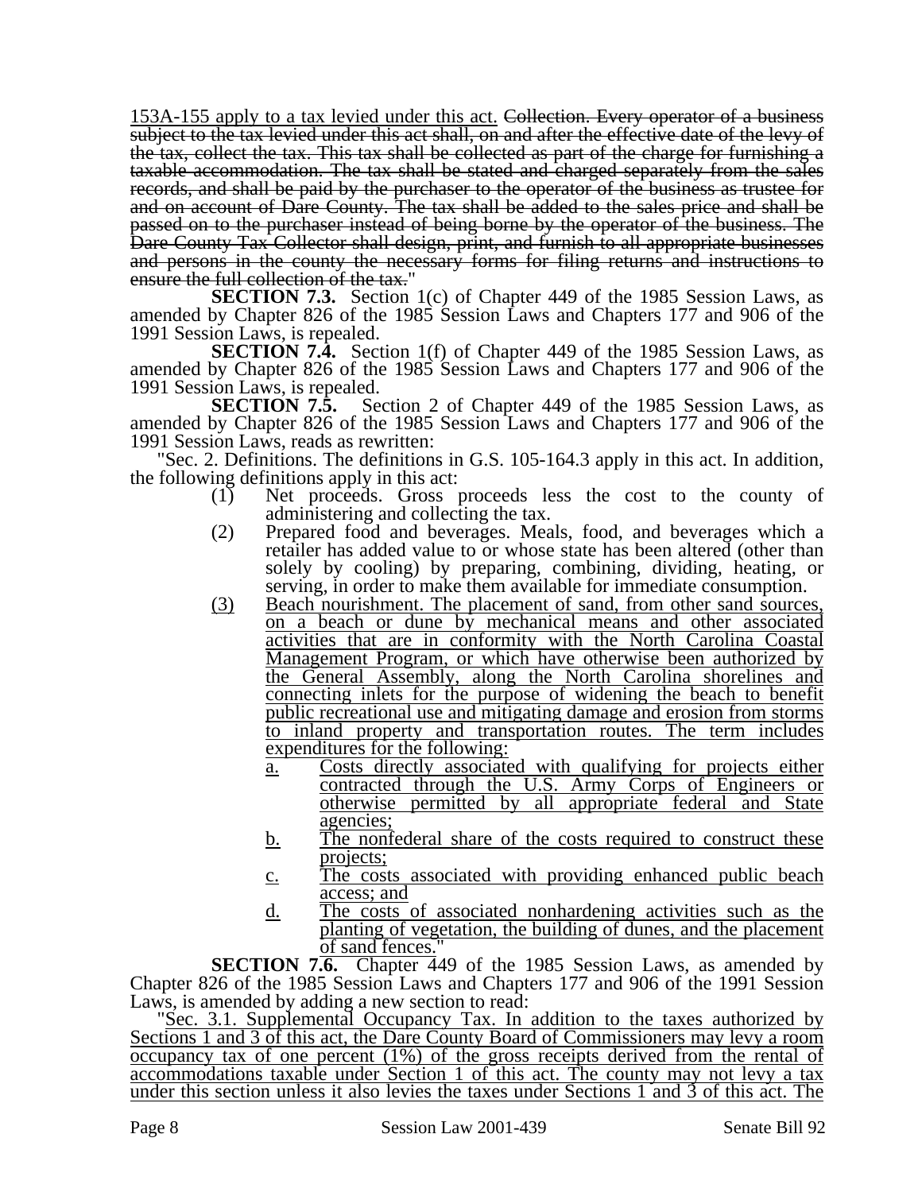153A-155 apply to a tax levied under this act. ~~Collection. Every operator of a business subject to the tax levied under this act shall, on and after the effective date of the levy of the tax, collect the tax. This tax shall be collected as part of the charge for furnishing a taxable accommodation. The tax shall be stated and charged separately from the sales records, and shall be paid by the purchaser to the operator of the business as trustee for and on account of Dare County. The tax shall be added to the sales price and shall be passed on to the purchaser instead of being borne by the operator of the business. The Dare County Tax Collector shall design, print, and furnish to all appropriate businesses and persons in the county the necessary forms for filing returns and instructions to ensure the full collection of the tax.~~"

**SECTION 7.3.** Section 1(c) of Chapter 449 of the 1985 Session Laws, as amended by Chapter 826 of the 1985 Session Laws and Chapters 177 and 906 of the 1991 Session Laws, is repealed.

**SECTION 7.4.** Section 1(f) of Chapter 449 of the 1985 Session Laws, as amended by Chapter 826 of the 1985 Session Laws and Chapters 177 and 906 of the 1991 Session Laws, is repealed.

**SECTION 7.5.** Section 2 of Chapter 449 of the 1985 Session Laws, as amended by Chapter 826 of the 1985 Session Laws and Chapters 177 and 906 of the 1991 Session Laws, reads as rewritten:

"Sec. 2. Definitions. The definitions in G.S. 105-164.3 apply in this act. In addition, the following definitions apply in this act:

(1) Net proceeds. Gross proceeds less the cost to the county of administering and collecting the tax.

(2) Prepared food and beverages. Meals, food, and beverages which a retailer has added value to or whose state has been altered (other than solely by cooling) by preparing, combining, dividing, heating, or serving, in order to make them available for immediate consumption.

<u>(3) Beach nourishment. The placement of sand, from other sand sources, on a beach or dune by mechanical means and other associated activities that are in conformity with the North Carolina Coastal Management Program, or which have otherwise been authorized by the General Assembly, along the North Carolina shorelines and connecting inlets for the purpose of widening the beach to benefit public recreational use and mitigating damage and erosion from storms to inland property and transportation routes. The term includes expenditures for the following:</u>

<u>a. Costs directly associated with qualifying for projects either contracted through the U.S. Army Corps of Engineers or otherwise permitted by all appropriate federal and State agencies;</u>

<u>b. The nonfederal share of the costs required to construct these projects;</u>

<u>c. The costs associated with providing enhanced public beach access; and</u>

<u>d. The costs of associated nonhardening activities such as the planting of vegetation, the building of dunes, and the placement of sand fences.</u>"

**SECTION 7.6.** Chapter 449 of the 1985 Session Laws, as amended by Chapter 826 of the 1985 Session Laws and Chapters 177 and 906 of the 1991 Session Laws, is amended by adding a new section to read:

"<u>Sec. 3.1. Supplemental Occupancy Tax. In addition to the taxes authorized by Sections 1 and 3 of this act, the Dare County Board of Commissioners may levy a room occupancy tax of one percent (1%) of the gross receipts derived from the rental of accommodations taxable under Section 1 of this act. The county may not levy a tax under this section unless it also levies the taxes under Sections 1 and 3 of this act. The</u>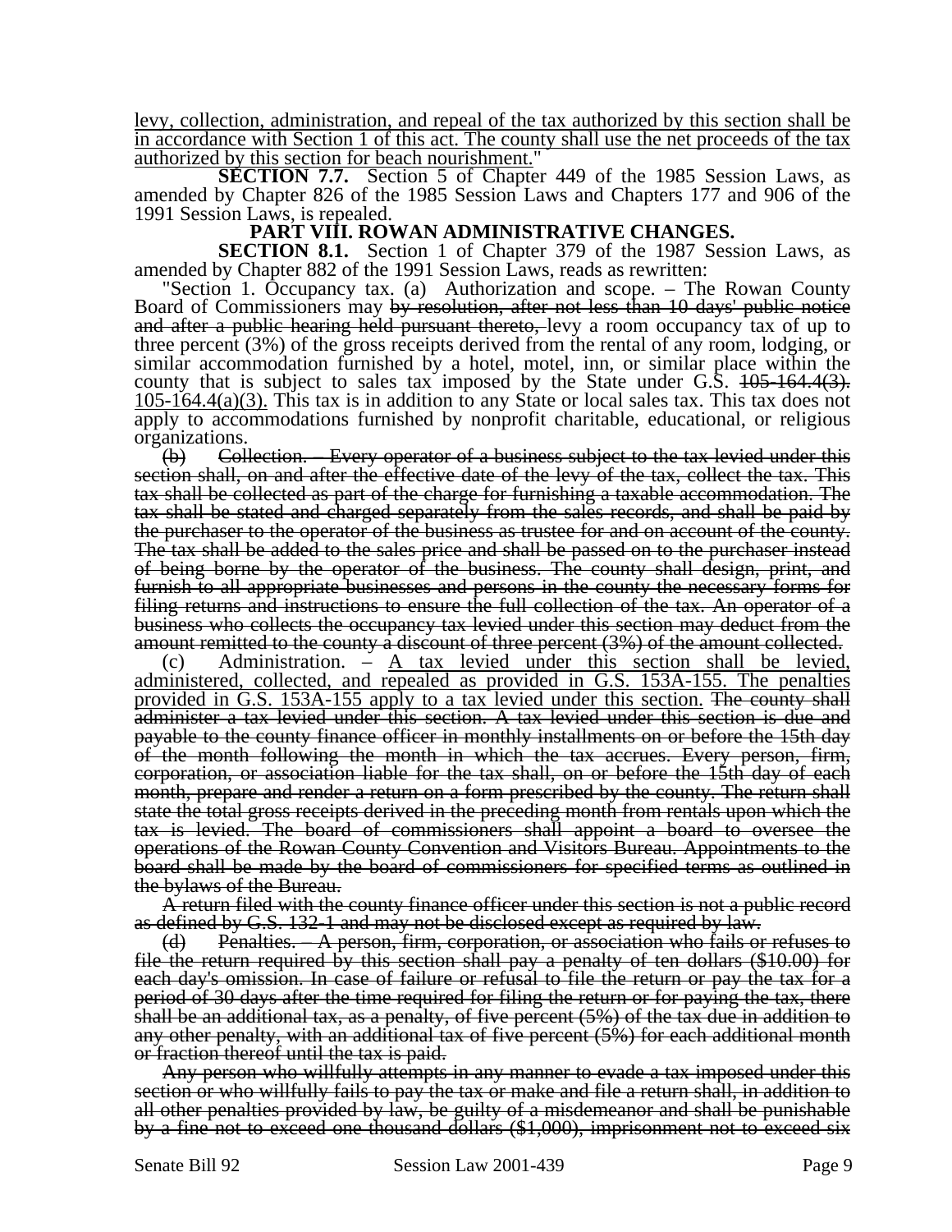<u>levy, collection, administration, and repeal of the tax authorized by this section shall be in accordance with Section 1 of this act. The county shall use the net proceeds of the tax authorized by this section for beach nourishment.</u>"

**SECTION 7.7.** Section 5 of Chapter 449 of the 1985 Session Laws, as amended by Chapter 826 of the 1985 Session Laws and Chapters 177 and 906 of the 1991 Session Laws, is repealed.

## PART VIII. ROWAN ADMINISTRATIVE CHANGES.

**SECTION 8.1.** Section 1 of Chapter 379 of the 1987 Session Laws, as amended by Chapter 882 of the 1991 Session Laws, reads as rewritten:

"Section 1. Occupancy tax. (a) Authorization and scope. – The Rowan County Board of Commissioners may ~~by resolution, after not less than 10 days' public notice and after a public hearing held pursuant thereto,~~ levy a room occupancy tax of up to three percent (3%) of the gross receipts derived from the rental of any room, lodging, or similar accommodation furnished by a hotel, motel, inn, or similar place within the county that is subject to sales tax imposed by the State under G.S. ~~105-164.4(3).~~ <u>105-164.4(a)(3).</u> This tax is in addition to any State or local sales tax. This tax does not apply to accommodations furnished by nonprofit charitable, educational, or religious organizations.

~~(b) Collection. – Every operator of a business subject to the tax levied under this section shall, on and after the effective date of the levy of the tax, collect the tax. This tax shall be collected as part of the charge for furnishing a taxable accommodation. The tax shall be stated and charged separately from the sales records, and shall be paid by the purchaser to the operator of the business as trustee for and on account of the county. The tax shall be added to the sales price and shall be passed on to the purchaser instead of being borne by the operator of the business. The county shall design, print, and furnish to all appropriate businesses and persons in the county the necessary forms for filing returns and instructions to ensure the full collection of the tax. An operator of a business who collects the occupancy tax levied under this section may deduct from the amount remitted to the county a discount of three percent (3%) of the amount collected.~~

(c) Administration. – <u>A tax levied under this section shall be levied, administered, collected, and repealed as provided in G.S. 153A-155. The penalties provided in G.S. 153A-155 apply to a tax levied under this section.</u> ~~The county shall administer a tax levied under this section. A tax levied under this section is due and payable to the county finance officer in monthly installments on or before the 15th day of the month following the month in which the tax accrues. Every person, firm, corporation, or association liable for the tax shall, on or before the 15th day of each month, prepare and render a return on a form prescribed by the county. The return shall state the total gross receipts derived in the preceding month from rentals upon which the tax is levied. The board of commissioners shall appoint a board to oversee the operations of the Rowan County Convention and Visitors Bureau. Appointments to the board shall be made by the board of commissioners for specified terms as outlined in the bylaws of the Bureau.~~

~~A return filed with the county finance officer under this section is not a public record as defined by G.S. 132-1 and may not be disclosed except as required by law.~~

~~(d) Penalties. – A person, firm, corporation, or association who fails or refuses to file the return required by this section shall pay a penalty of ten dollars ($10.00) for each day's omission. In case of failure or refusal to file the return or pay the tax for a period of 30 days after the time required for filing the return or for paying the tax, there shall be an additional tax, as a penalty, of five percent (5%) of the tax due in addition to any other penalty, with an additional tax of five percent (5%) for each additional month or fraction thereof until the tax is paid.~~

~~Any person who willfully attempts in any manner to evade a tax imposed under this section or who willfully fails to pay the tax or make and file a return shall, in addition to all other penalties provided by law, be guilty of a misdemeanor and shall be punishable by a fine not to exceed one thousand dollars ($1,000), imprisonment not to exceed six~~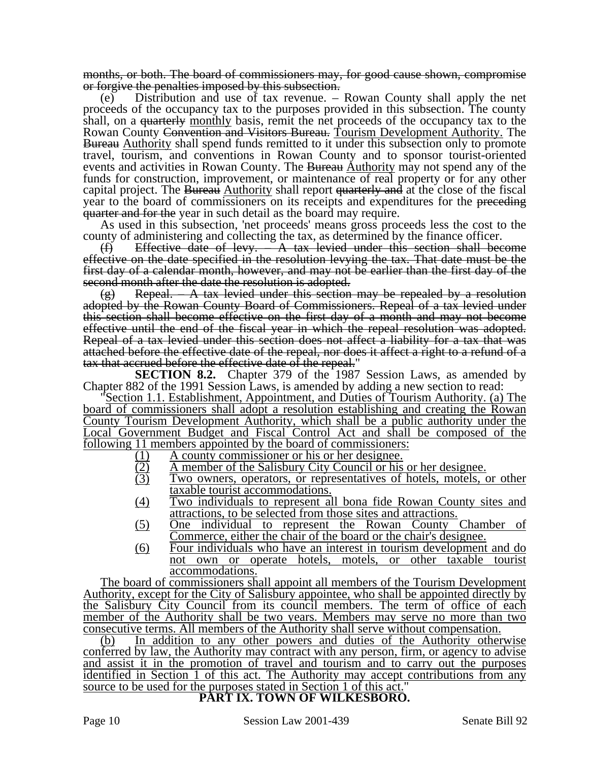~~months, or both. The board of commissioners may, for good cause shown, compromise or forgive the penalties imposed by this subsection.~~

(e) Distribution and use of tax revenue. – Rowan County shall apply the net proceeds of the occupancy tax to the purposes provided in this subsection. The county shall, on a ~~quarterly~~ <u>monthly</u> basis, remit the net proceeds of the occupancy tax to the Rowan County ~~Convention and Visitors Bureau.~~ <u>Tourism Development Authority.</u> The ~~Bureau~~ <u>Authority</u> shall spend funds remitted to it under this subsection only to promote travel, tourism, and conventions in Rowan County and to sponsor tourist-oriented events and activities in Rowan County. The ~~Bureau~~ <u>Authority</u> may not spend any of the funds for construction, improvement, or maintenance of real property or for any other capital project. The ~~Bureau~~ <u>Authority</u> shall report ~~quarterly and~~ at the close of the fiscal year to the board of commissioners on its receipts and expenditures for the ~~preceding quarter and for the~~ year in such detail as the board may require.

As used in this subsection, 'net proceeds' means gross proceeds less the cost to the county of administering and collecting the tax, as determined by the finance officer.

~~(f) Effective date of levy. – A tax levied under this section shall become effective on the date specified in the resolution levying the tax. That date must be the first day of a calendar month, however, and may not be earlier than the first day of the second month after the date the resolution is adopted.~~

~~(g) Repeal. – A tax levied under this section may be repealed by a resolution adopted by the Rowan County Board of Commissioners. Repeal of a tax levied under this section shall become effective on the first day of a month and may not become effective until the end of the fiscal year in which the repeal resolution was adopted. Repeal of a tax levied under this section does not affect a liability for a tax that was attached before the effective date of the repeal, nor does it affect a right to a refund of a tax that accrued before the effective date of the repeal.~~"

**SECTION 8.2.** Chapter 379 of the 1987 Session Laws, as amended by Chapter 882 of the 1991 Session Laws, is amended by adding a new section to read:

"<u>Section 1.1. Establishment, Appointment, and Duties of Tourism Authority. (a) The board of commissioners shall adopt a resolution establishing and creating the Rowan County Tourism Development Authority, which shall be a public authority under the Local Government Budget and Fiscal Control Act and shall be composed of the following 11 members appointed by the board of commissioners:</u>

<u>(1) A county commissioner or his or her designee.</u>
<u>(2) A member of the Salisbury City Council or his or her designee.</u>
<u>(3) Two owners, operators, or representatives of hotels, motels, or other taxable tourist accommodations.</u>
<u>(4) Two individuals to represent all bona fide Rowan County sites and attractions, to be selected from those sites and attractions.</u>
<u>(5) One individual to represent the Rowan County Chamber of Commerce, either the chair of the board or the chair's designee.</u>
<u>(6) Four individuals who have an interest in tourism development and do not own or operate hotels, motels, or other taxable tourist accommodations.</u>

<u>The board of commissioners shall appoint all members of the Tourism Development Authority, except for the City of Salisbury appointee, who shall be appointed directly by the Salisbury City Council from its council members. The term of office of each member of the Authority shall be two years. Members may serve no more than two consecutive terms. All members of the Authority shall serve without compensation.</u>

<u>(b) In addition to any other powers and duties of the Authority otherwise conferred by law, the Authority may contract with any person, firm, or agency to advise and assist it in the promotion of travel and tourism and to carry out the purposes identified in Section 1 of this act. The Authority may accept contributions from any source to be used for the purposes stated in Section 1 of this act.</u>"

## PART IX. TOWN OF WILKESBORO.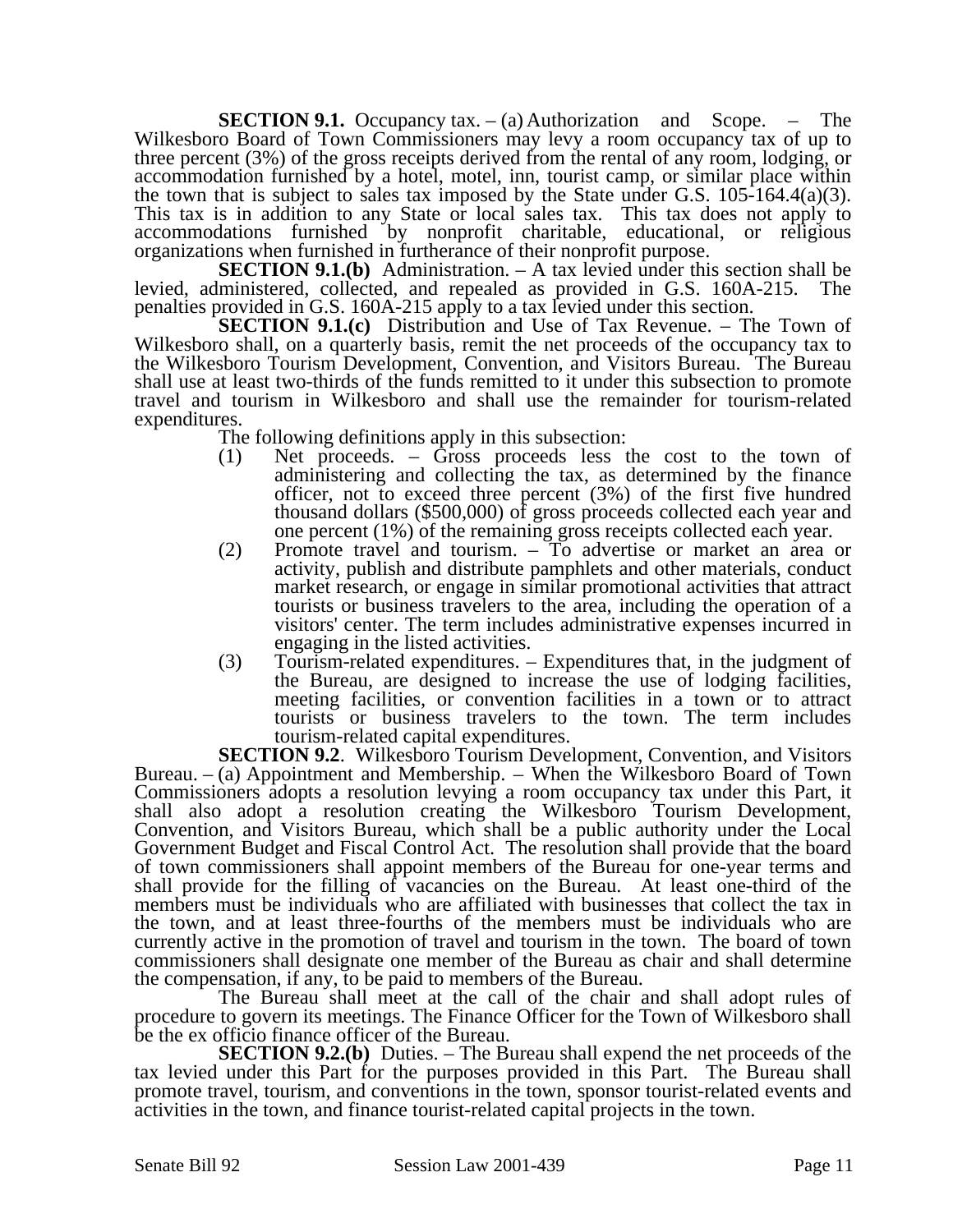**SECTION 9.1.** Occupancy tax. – (a) Authorization and Scope. – The Wilkesboro Board of Town Commissioners may levy a room occupancy tax of up to three percent (3%) of the gross receipts derived from the rental of any room, lodging, or accommodation furnished by a hotel, motel, inn, tourist camp, or similar place within the town that is subject to sales tax imposed by the State under G.S. 105-164.4(a)(3). This tax is in addition to any State or local sales tax. This tax does not apply to accommodations furnished by nonprofit charitable, educational, or religious organizations when furnished in furtherance of their nonprofit purpose.

**SECTION 9.1.(b)** Administration. – A tax levied under this section shall be levied, administered, collected, and repealed as provided in G.S. 160A-215. The penalties provided in G.S. 160A-215 apply to a tax levied under this section.

**SECTION 9.1.(c)** Distribution and Use of Tax Revenue. – The Town of Wilkesboro shall, on a quarterly basis, remit the net proceeds of the occupancy tax to the Wilkesboro Tourism Development, Convention, and Visitors Bureau. The Bureau shall use at least two-thirds of the funds remitted to it under this subsection to promote travel and tourism in Wilkesboro and shall use the remainder for tourism-related expenditures.

The following definitions apply in this subsection:

(1) Net proceeds. – Gross proceeds less the cost to the town of administering and collecting the tax, as determined by the finance officer, not to exceed three percent (3%) of the first five hundred thousand dollars ($500,000) of gross proceeds collected each year and one percent (1%) of the remaining gross receipts collected each year.

(2) Promote travel and tourism. – To advertise or market an area or activity, publish and distribute pamphlets and other materials, conduct market research, or engage in similar promotional activities that attract tourists or business travelers to the area, including the operation of a visitors' center. The term includes administrative expenses incurred in engaging in the listed activities.

(3) Tourism-related expenditures. – Expenditures that, in the judgment of the Bureau, are designed to increase the use of lodging facilities, meeting facilities, or convention facilities in a town or to attract tourists or business travelers to the town. The term includes tourism-related capital expenditures.

**SECTION 9.2**. Wilkesboro Tourism Development, Convention, and Visitors Bureau. – (a) Appointment and Membership. – When the Wilkesboro Board of Town Commissioners adopts a resolution levying a room occupancy tax under this Part, it shall also adopt a resolution creating the Wilkesboro Tourism Development, Convention, and Visitors Bureau, which shall be a public authority under the Local Government Budget and Fiscal Control Act. The resolution shall provide that the board of town commissioners shall appoint members of the Bureau for one-year terms and shall provide for the filling of vacancies on the Bureau. At least one-third of the members must be individuals who are affiliated with businesses that collect the tax in the town, and at least three-fourths of the members must be individuals who are currently active in the promotion of travel and tourism in the town. The board of town commissioners shall designate one member of the Bureau as chair and shall determine the compensation, if any, to be paid to members of the Bureau.

The Bureau shall meet at the call of the chair and shall adopt rules of procedure to govern its meetings. The Finance Officer for the Town of Wilkesboro shall be the ex officio finance officer of the Bureau.

**SECTION 9.2.(b)** Duties. – The Bureau shall expend the net proceeds of the tax levied under this Part for the purposes provided in this Part. The Bureau shall promote travel, tourism, and conventions in the town, sponsor tourist-related events and activities in the town, and finance tourist-related capital projects in the town.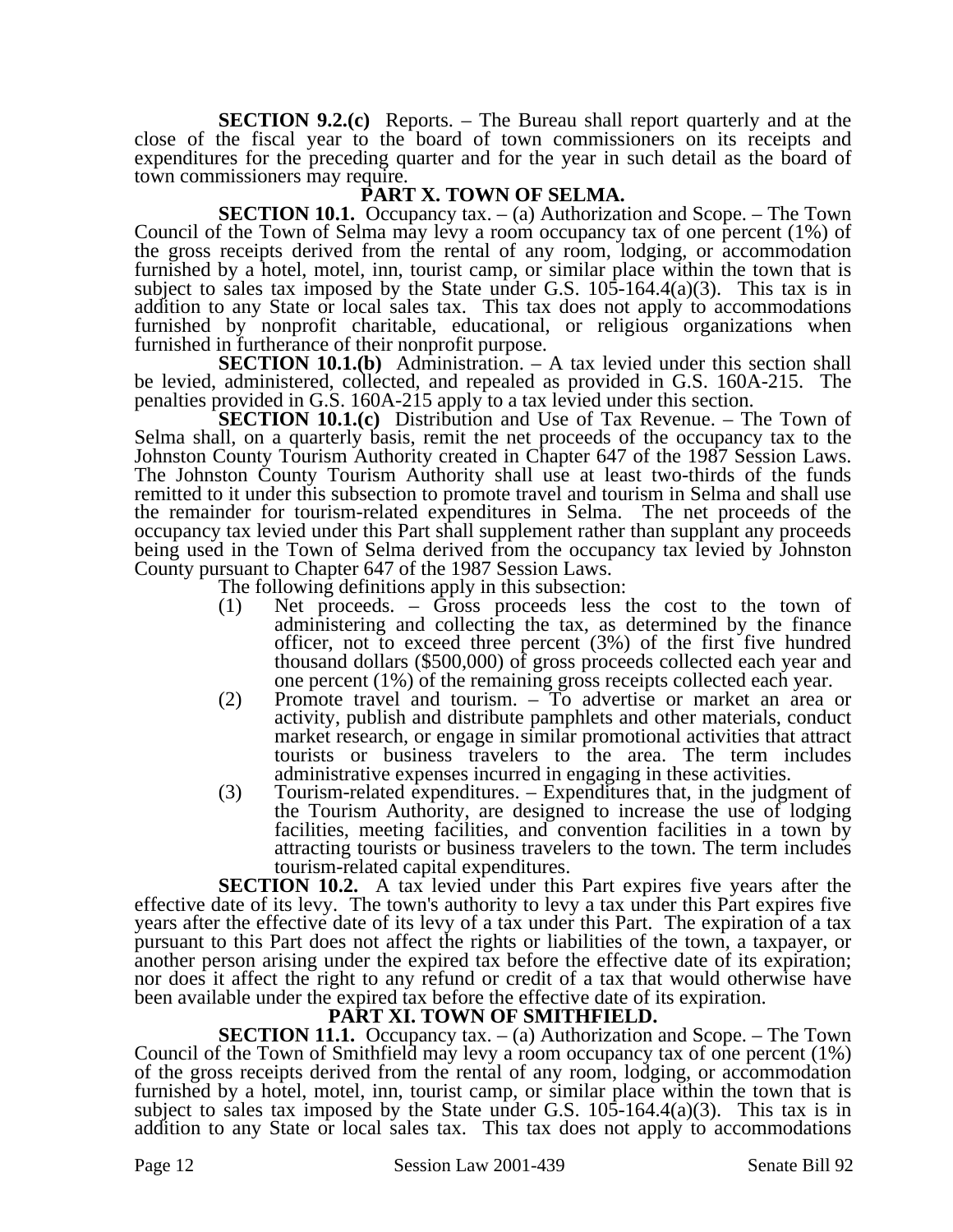**SECTION 9.2.(c)** Reports. – The Bureau shall report quarterly and at the close of the fiscal year to the board of town commissioners on its receipts and expenditures for the preceding quarter and for the year in such detail as the board of town commissioners may require.

## PART X. TOWN OF SELMA.

**SECTION 10.1.** Occupancy tax. – (a) Authorization and Scope. – The Town Council of the Town of Selma may levy a room occupancy tax of one percent (1%) of the gross receipts derived from the rental of any room, lodging, or accommodation furnished by a hotel, motel, inn, tourist camp, or similar place within the town that is subject to sales tax imposed by the State under G.S. 105-164.4(a)(3). This tax is in addition to any State or local sales tax. This tax does not apply to accommodations furnished by nonprofit charitable, educational, or religious organizations when furnished in furtherance of their nonprofit purpose.

**SECTION 10.1.(b)** Administration. – A tax levied under this section shall be levied, administered, collected, and repealed as provided in G.S. 160A-215. The penalties provided in G.S. 160A-215 apply to a tax levied under this section.

**SECTION 10.1.(c)** Distribution and Use of Tax Revenue. – The Town of Selma shall, on a quarterly basis, remit the net proceeds of the occupancy tax to the Johnston County Tourism Authority created in Chapter 647 of the 1987 Session Laws. The Johnston County Tourism Authority shall use at least two-thirds of the funds remitted to it under this subsection to promote travel and tourism in Selma and shall use the remainder for tourism-related expenditures in Selma. The net proceeds of the occupancy tax levied under this Part shall supplement rather than supplant any proceeds being used in the Town of Selma derived from the occupancy tax levied by Johnston County pursuant to Chapter 647 of the 1987 Session Laws.

The following definitions apply in this subsection:

1. Net proceeds. – Gross proceeds less the cost to the town of administering and collecting the tax, as determined by the finance officer, not to exceed three percent (3%) of the first five hundred thousand dollars ($500,000) of gross proceeds collected each year and one percent (1%) of the remaining gross receipts collected each year.
2. Promote travel and tourism. – To advertise or market an area or activity, publish and distribute pamphlets and other materials, conduct market research, or engage in similar promotional activities that attract tourists or business travelers to the area. The term includes administrative expenses incurred in engaging in these activities.
3. Tourism-related expenditures. – Expenditures that, in the judgment of the Tourism Authority, are designed to increase the use of lodging facilities, meeting facilities, and convention facilities in a town by attracting tourists or business travelers to the town. The term includes tourism-related capital expenditures.

**SECTION 10.2.** A tax levied under this Part expires five years after the effective date of its levy. The town's authority to levy a tax under this Part expires five years after the effective date of its levy of a tax under this Part. The expiration of a tax pursuant to this Part does not affect the rights or liabilities of the town, a taxpayer, or another person arising under the expired tax before the effective date of its expiration; nor does it affect the right to any refund or credit of a tax that would otherwise have been available under the expired tax before the effective date of its expiration.

## PART XI. TOWN OF SMITHFIELD.

**SECTION 11.1.** Occupancy tax. – (a) Authorization and Scope. – The Town Council of the Town of Smithfield may levy a room occupancy tax of one percent (1%) of the gross receipts derived from the rental of any room, lodging, or accommodation furnished by a hotel, motel, inn, tourist camp, or similar place within the town that is subject to sales tax imposed by the State under G.S. 105-164.4(a)(3). This tax is in addition to any State or local sales tax. This tax does not apply to accommodations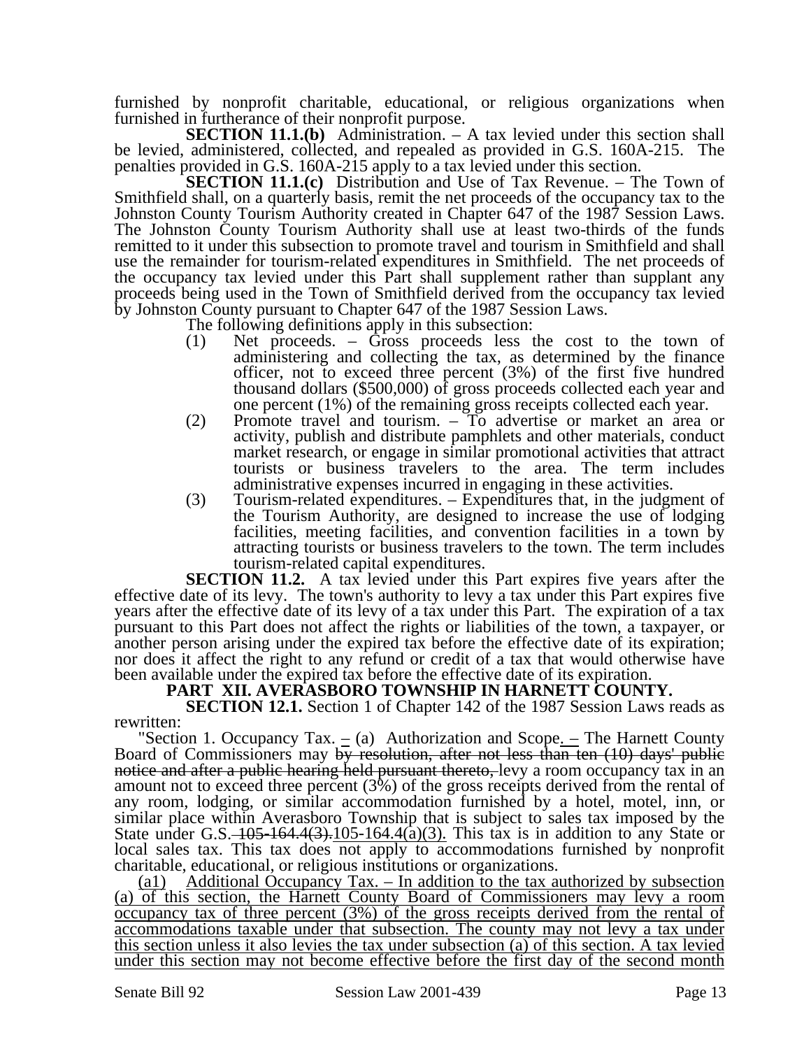furnished by nonprofit charitable, educational, or religious organizations when furnished in furtherance of their nonprofit purpose.

**SECTION 11.1.(b)** Administration. – A tax levied under this section shall be levied, administered, collected, and repealed as provided in G.S. 160A-215. The penalties provided in G.S. 160A-215 apply to a tax levied under this section.

**SECTION 11.1.(c)** Distribution and Use of Tax Revenue. – The Town of Smithfield shall, on a quarterly basis, remit the net proceeds of the occupancy tax to the Johnston County Tourism Authority created in Chapter 647 of the 1987 Session Laws. The Johnston County Tourism Authority shall use at least two-thirds of the funds remitted to it under this subsection to promote travel and tourism in Smithfield and shall use the remainder for tourism-related expenditures in Smithfield. The net proceeds of the occupancy tax levied under this Part shall supplement rather than supplant any proceeds being used in the Town of Smithfield derived from the occupancy tax levied by Johnston County pursuant to Chapter 647 of the 1987 Session Laws.

The following definitions apply in this subsection:

(1) Net proceeds. – Gross proceeds less the cost to the town of administering and collecting the tax, as determined by the finance officer, not to exceed three percent (3%) of the first five hundred thousand dollars ($500,000) of gross proceeds collected each year and one percent (1%) of the remaining gross receipts collected each year.

(2) Promote travel and tourism. – To advertise or market an area or activity, publish and distribute pamphlets and other materials, conduct market research, or engage in similar promotional activities that attract tourists or business travelers to the area. The term includes administrative expenses incurred in engaging in these activities.

(3) Tourism-related expenditures. – Expenditures that, in the judgment of the Tourism Authority, are designed to increase the use of lodging facilities, meeting facilities, and convention facilities in a town by attracting tourists or business travelers to the town. The term includes tourism-related capital expenditures.

**SECTION 11.2.** A tax levied under this Part expires five years after the effective date of its levy. The town's authority to levy a tax under this Part expires five years after the effective date of its levy of a tax under this Part. The expiration of a tax pursuant to this Part does not affect the rights or liabilities of the town, a taxpayer, or another person arising under the expired tax before the effective date of its expiration; nor does it affect the right to any refund or credit of a tax that would otherwise have been available under the expired tax before the effective date of its expiration.

**PART XII. AVERASBORO TOWNSHIP IN HARNETT COUNTY.**

**SECTION 12.1.** Section 1 of Chapter 142 of the 1987 Session Laws reads as rewritten:

"Section 1. Occupancy Tax. – (a) Authorization and Scope. – The Harnett County Board of Commissioners may ~~by resolution, after not less than ten (10) days' public notice and after a public hearing held pursuant thereto,~~ levy a room occupancy tax in an amount not to exceed three percent (3%) of the gross receipts derived from the rental of any room, lodging, or similar accommodation furnished by a hotel, motel, inn, or similar place within Averasboro Township that is subject to sales tax imposed by the State under G.S. ~~105-164.4(3).~~105-164.4(a)(3). This tax is in addition to any State or local sales tax. This tax does not apply to accommodations furnished by nonprofit charitable, educational, or religious institutions or organizations.

(a1) Additional Occupancy Tax. – In addition to the tax authorized by subsection (a) of this section, the Harnett County Board of Commissioners may levy a room occupancy tax of three percent (3%) of the gross receipts derived from the rental of accommodations taxable under that subsection. The county may not levy a tax under this section unless it also levies the tax under subsection (a) of this section. A tax levied under this section may not become effective before the first day of the second month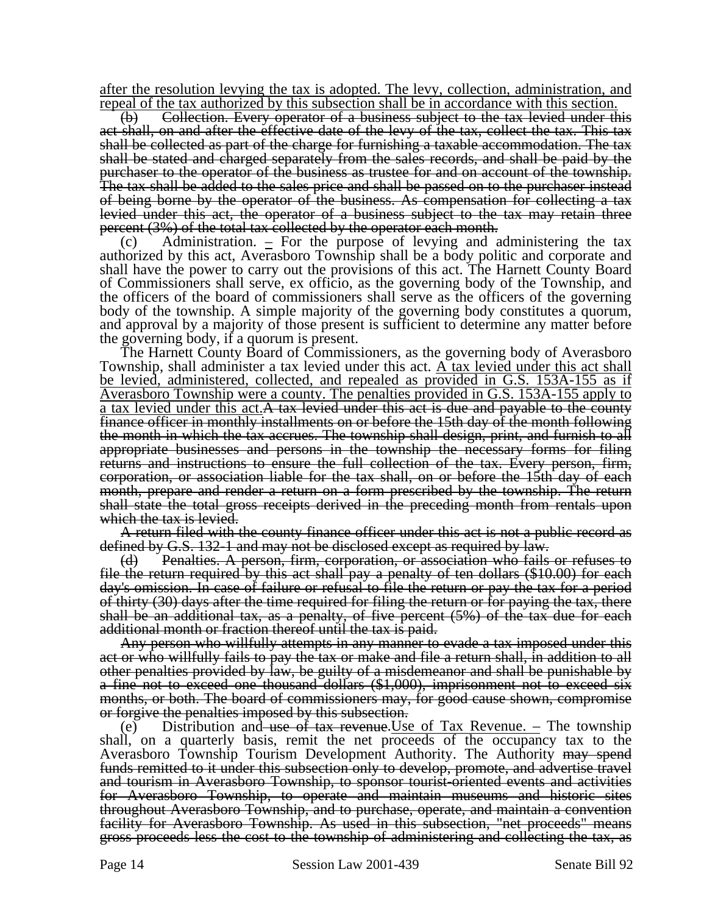<u>after the resolution levying the tax is adopted. The levy, collection, administration, and repeal of the tax authorized by this subsection shall be in accordance with this section.</u>

~~(b) Collection. Every operator of a business subject to the tax levied under this act shall, on and after the effective date of the levy of the tax, collect the tax. This tax shall be collected as part of the charge for furnishing a taxable accommodation. The tax shall be stated and charged separately from the sales records, and shall be paid by the purchaser to the operator of the business as trustee for and on account of the township. The tax shall be added to the sales price and shall be passed on to the purchaser instead of being borne by the operator of the business. As compensation for collecting a tax levied under this act, the operator of a business subject to the tax may retain three percent (3%) of the total tax collected by the operator each month.~~

(c) Administration. <u>–</u> For the purpose of levying and administering the tax authorized by this act, Averasboro Township shall be a body politic and corporate and shall have the power to carry out the provisions of this act. The Harnett County Board of Commissioners shall serve, ex officio, as the governing body of the Township, and the officers of the board of commissioners shall serve as the officers of the governing body of the township. A simple majority of the governing body constitutes a quorum, and approval by a majority of those present is sufficient to determine any matter before the governing body, if a quorum is present.

The Harnett County Board of Commissioners, as the governing body of Averasboro Township, shall administer a tax levied under this act. <u>A tax levied under this act shall be levied, administered, collected, and repealed as provided in G.S. 153A-155 as if Averasboro Township were a county. The penalties provided in G.S. 153A-155 apply to a tax levied under this act.</u>~~A tax levied under this act is due and payable to the county finance officer in monthly installments on or before the 15th day of the month following the month in which the tax accrues. The township shall design, print, and furnish to all appropriate businesses and persons in the township the necessary forms for filing returns and instructions to ensure the full collection of the tax. Every person, firm, corporation, or association liable for the tax shall, on or before the 15th day of each month, prepare and render a return on a form prescribed by the township. The return shall state the total gross receipts derived in the preceding month from rentals upon which the tax is levied.~~

~~A return filed with the county finance officer under this act is not a public record as defined by G.S. 132-1 and may not be disclosed except as required by law.~~

~~(d) Penalties. A person, firm, corporation, or association who fails or refuses to file the return required by this act shall pay a penalty of ten dollars ($10.00) for each day's omission. In case of failure or refusal to file the return or pay the tax for a period of thirty (30) days after the time required for filing the return or for paying the tax, there shall be an additional tax, as a penalty, of five percent (5%) of the tax due for each additional month or fraction thereof until the tax is paid.~~

~~Any person who willfully attempts in any manner to evade a tax imposed under this act or who willfully fails to pay the tax or make and file a return shall, in addition to all other penalties provided by law, be guilty of a misdemeanor and shall be punishable by a fine not to exceed one thousand dollars ($1,000), imprisonment not to exceed six months, or both. The board of commissioners may, for good cause shown, compromise or forgive the penalties imposed by this subsection.~~

(e) Distribution and~~ use of tax revenue~~.<u>Use of Tax Revenue. –</u> The township shall, on a quarterly basis, remit the net proceeds of the occupancy tax to the Averasboro Township Tourism Development Authority. The Authority ~~may spend funds remitted to it under this subsection only to develop, promote, and advertise travel and tourism in Averasboro Township, to sponsor tourist-oriented events and activities for Averasboro Township, to operate and maintain museums and historic sites throughout Averasboro Township, and to purchase, operate, and maintain a convention facility for Averasboro Township. As used in this subsection, "net proceeds" means gross proceeds less the cost to the township of administering and collecting the tax, as~~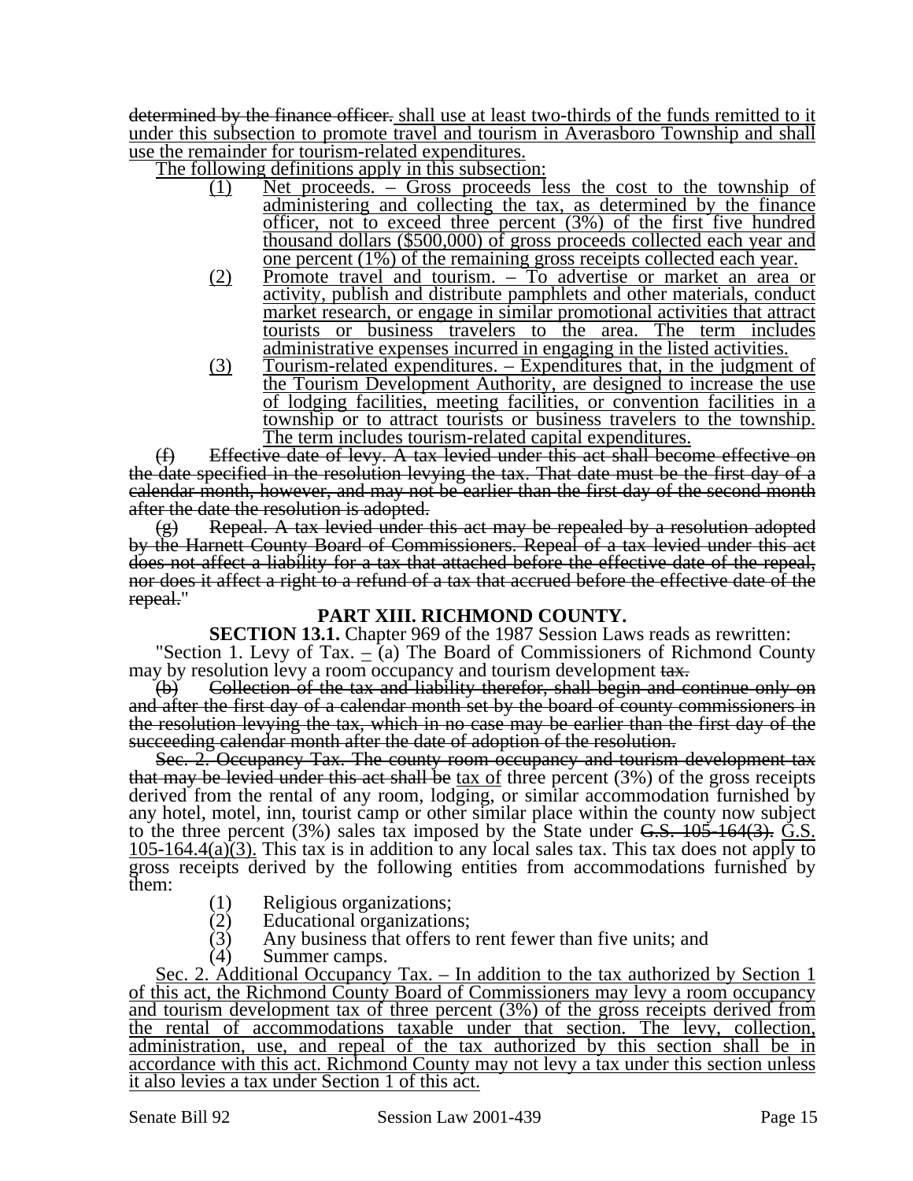~~determined by the finance officer.~~ shall use at least two-thirds of the funds remitted to it under this subsection to promote travel and tourism in Averasboro Township and shall use the remainder for tourism-related expenditures.

The following definitions apply in this subsection:

(1) Net proceeds. – Gross proceeds less the cost to the township of administering and collecting the tax, as determined by the finance officer, not to exceed three percent (3%) of the first five hundred thousand dollars ($500,000) of gross proceeds collected each year and one percent (1%) of the remaining gross receipts collected each year.

(2) Promote travel and tourism. – To advertise or market an area or activity, publish and distribute pamphlets and other materials, conduct market research, or engage in similar promotional activities that attract tourists or business travelers to the area. The term includes administrative expenses incurred in engaging in the listed activities.

(3) Tourism-related expenditures. – Expenditures that, in the judgment of the Tourism Development Authority, are designed to increase the use of lodging facilities, meeting facilities, or convention facilities in a township or to attract tourists or business travelers to the township. The term includes tourism-related capital expenditures.

~~(f) Effective date of levy. A tax levied under this act shall become effective on the date specified in the resolution levying the tax. That date must be the first day of a calendar month, however, and may not be earlier than the first day of the second month after the date the resolution is adopted.~~

~~(g) Repeal. A tax levied under this act may be repealed by a resolution adopted by the Harnett County Board of Commissioners. Repeal of a tax levied under this act does not affect a liability for a tax that attached before the effective date of the repeal, nor does it affect a right to a refund of a tax that accrued before the effective date of the repeal.~~"

## PART XIII. RICHMOND COUNTY.

**SECTION 13.1.** Chapter 969 of the 1987 Session Laws reads as rewritten:

"Section 1. Levy of Tax. – (a) The Board of Commissioners of Richmond County may by resolution levy a room occupancy and tourism development ~~tax.~~

~~(b) Collection of the tax and liability therefor, shall begin and continue only on and after the first day of a calendar month set by the board of county commissioners in the resolution levying the tax, which in no case may be earlier than the first day of the succeeding calendar month after the date of adoption of the resolution.~~

~~Sec. 2. Occupancy Tax. The county room occupancy and tourism development tax that may be levied under this act shall be~~ tax of three percent (3%) of the gross receipts derived from the rental of any room, lodging, or similar accommodation furnished by any hotel, motel, inn, tourist camp or other similar place within the county now subject to the three percent (3%) sales tax imposed by the State under ~~G.S. 105-164(3).~~ G.S. 105-164.4(a)(3). This tax is in addition to any local sales tax. This tax does not apply to gross receipts derived by the following entities from accommodations furnished by them:

(1) Religious organizations;
(2) Educational organizations;
(3) Any business that offers to rent fewer than five units; and
(4) Summer camps.

Sec. 2. Additional Occupancy Tax. – In addition to the tax authorized by Section 1 of this act, the Richmond County Board of Commissioners may levy a room occupancy and tourism development tax of three percent (3%) of the gross receipts derived from the rental of accommodations taxable under that section. The levy, collection, administration, use, and repeal of the tax authorized by this section shall be in accordance with this act. Richmond County may not levy a tax under this section unless it also levies a tax under Section 1 of this act.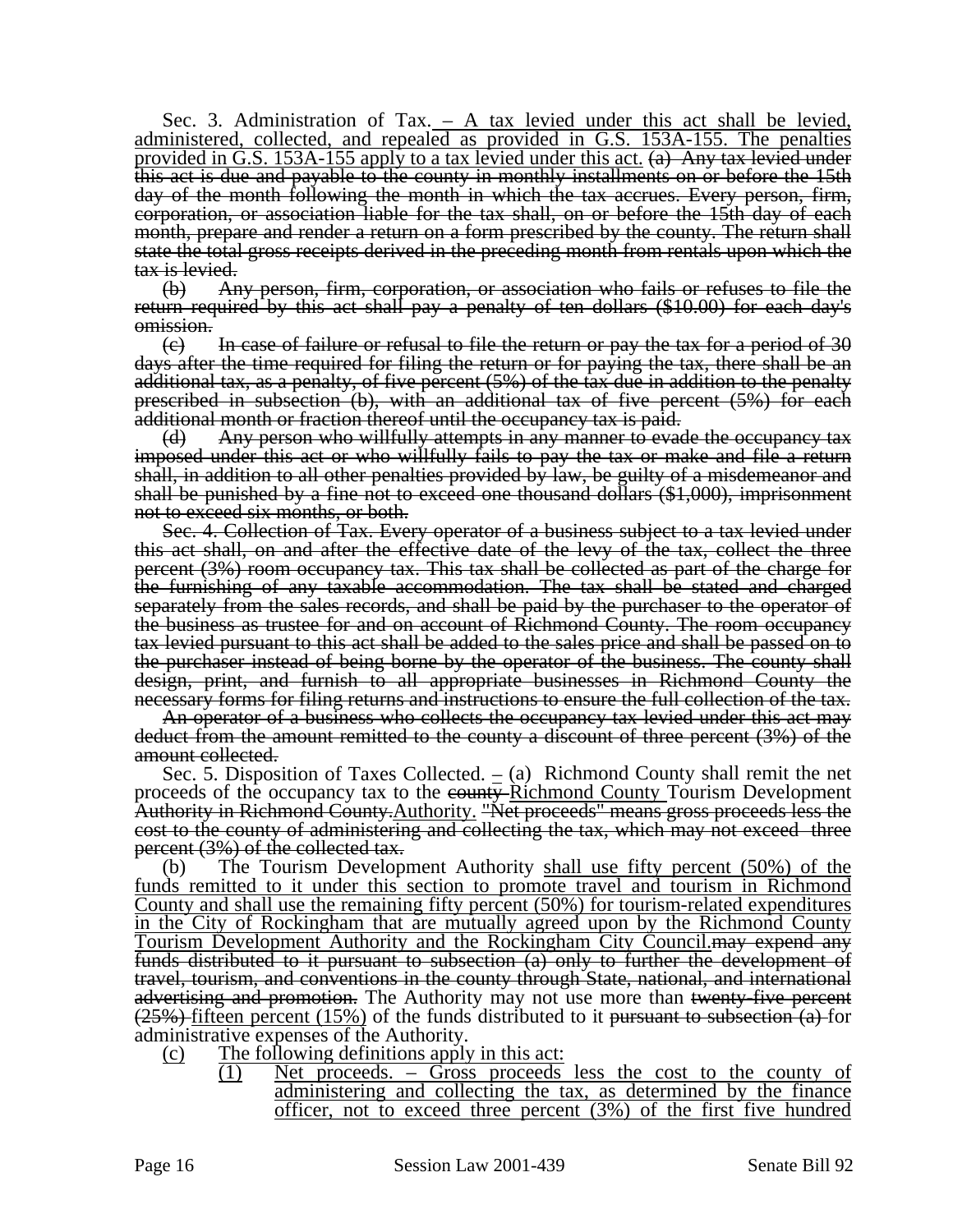Sec. 3. Administration of Tax. <u>– A tax levied under this act shall be levied, administered, collected, and repealed as provided in G.S. 153A-155. The penalties provided in G.S. 153A-155 apply to a tax levied under this act.</u> ~~(a) Any tax levied under this act is due and payable to the county in monthly installments on or before the 15th day of the month following the month in which the tax accrues. Every person, firm, corporation, or association liable for the tax shall, on or before the 15th day of each month, prepare and render a return on a form prescribed by the county. The return shall state the total gross receipts derived in the preceding month from rentals upon which the tax is levied.~~

~~(b) Any person, firm, corporation, or association who fails or refuses to file the return required by this act shall pay a penalty of ten dollars ($10.00) for each day's omission.~~

~~(c) In case of failure or refusal to file the return or pay the tax for a period of 30 days after the time required for filing the return or for paying the tax, there shall be an additional tax, as a penalty, of five percent (5%) of the tax due in addition to the penalty prescribed in subsection (b), with an additional tax of five percent (5%) for each additional month or fraction thereof until the occupancy tax is paid.~~

~~(d) Any person who willfully attempts in any manner to evade the occupancy tax imposed under this act or who willfully fails to pay the tax or make and file a return shall, in addition to all other penalties provided by law, be guilty of a misdemeanor and shall be punished by a fine not to exceed one thousand dollars ($1,000), imprisonment not to exceed six months, or both.~~

~~Sec. 4. Collection of Tax. Every operator of a business subject to a tax levied under this act shall, on and after the effective date of the levy of the tax, collect the three percent (3%) room occupancy tax. This tax shall be collected as part of the charge for the furnishing of any taxable accommodation. The tax shall be stated and charged separately from the sales records, and shall be paid by the purchaser to the operator of the business as trustee for and on account of Richmond County. The room occupancy tax levied pursuant to this act shall be added to the sales price and shall be passed on to the purchaser instead of being borne by the operator of the business. The county shall design, print, and furnish to all appropriate businesses in Richmond County the necessary forms for filing returns and instructions to ensure the full collection of the tax.~~

~~An operator of a business who collects the occupancy tax levied under this act may deduct from the amount remitted to the county a discount of three percent (3%) of the amount collected.~~

Sec. 5. Disposition of Taxes Collected. <u>–</u> (a) Richmond County shall remit the net proceeds of the occupancy tax to the ~~county~~ <u>Richmond County</u> Tourism Development ~~Authority in Richmond County.~~<u>Authority.</u> ~~"Net proceeds" means gross proceeds less the cost to the county of administering and collecting the tax, which may not exceed three percent (3%) of the collected tax.~~

(b) The Tourism Development Authority <u>shall use fifty percent (50%) of the funds remitted to it under this section to promote travel and tourism in Richmond County and shall use the remaining fifty percent (50%) for tourism-related expenditures in the City of Rockingham that are mutually agreed upon by the Richmond County Tourism Development Authority and the Rockingham City Council.</u>~~may expend any funds distributed to it pursuant to subsection (a) only to further the development of travel, tourism, and conventions in the county through State, national, and international advertising and promotion.~~ The Authority may not use more than ~~twenty-five percent (25%)~~ <u>fifteen percent (15%)</u> of the funds distributed to it ~~pursuant to subsection (a)~~ for administrative expenses of the Authority.

<u>(c) The following definitions apply in this act:</u>

<u>(1) Net proceeds. – Gross proceeds less the cost to the county of administering and collecting the tax, as determined by the finance officer, not to exceed three percent (3%) of the first five hundred</u>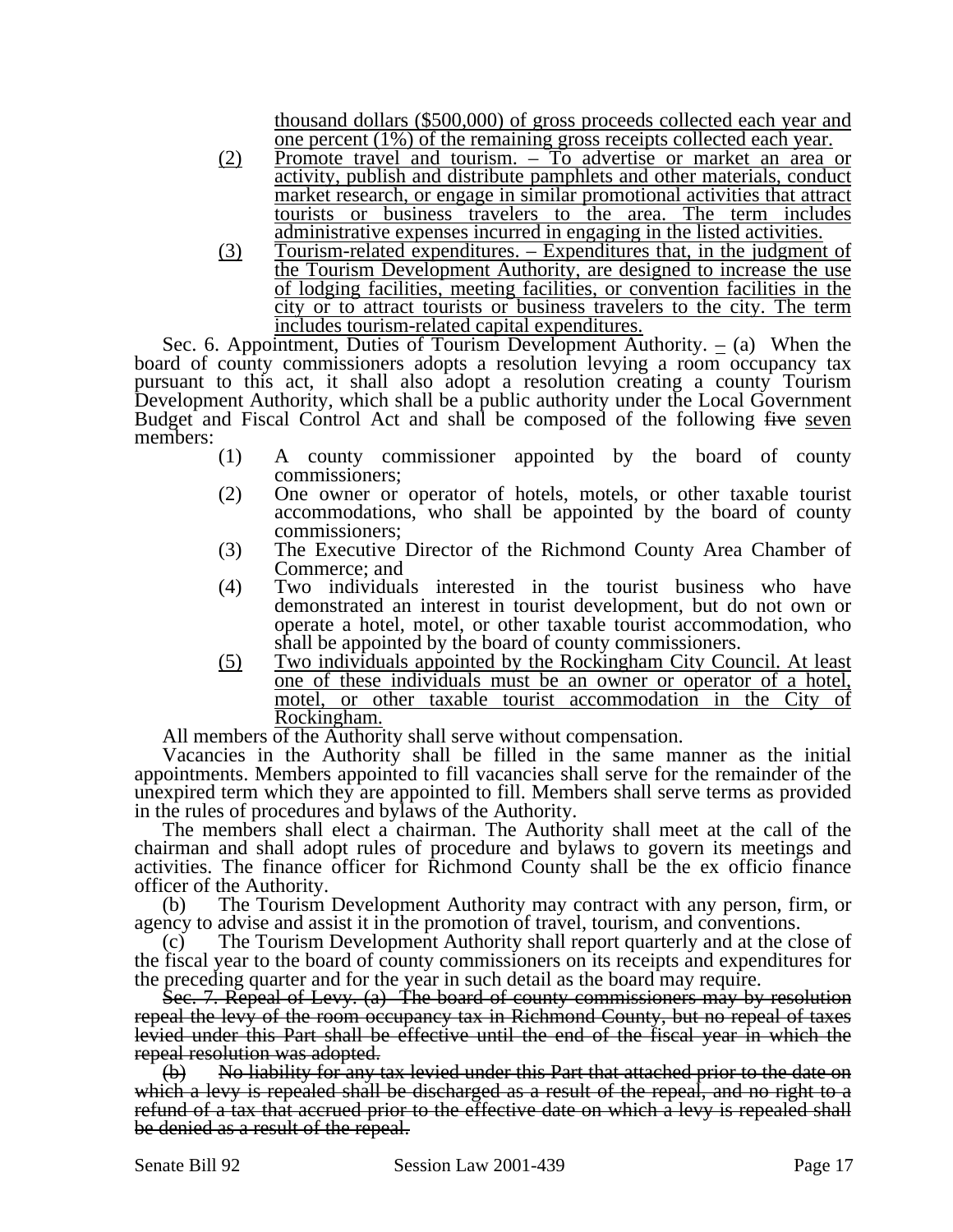thousand dollars ($500,000) of gross proceeds collected each year and one percent (1%) of the remaining gross receipts collected each year.

(2) Promote travel and tourism. – To advertise or market an area or activity, publish and distribute pamphlets and other materials, conduct market research, or engage in similar promotional activities that attract tourists or business travelers to the area. The term includes administrative expenses incurred in engaging in the listed activities.

(3) Tourism-related expenditures. – Expenditures that, in the judgment of the Tourism Development Authority, are designed to increase the use of lodging facilities, meeting facilities, or convention facilities in the city or to attract tourists or business travelers to the city. The term includes tourism-related capital expenditures.

Sec. 6. Appointment, Duties of Tourism Development Authority. – (a) When the board of county commissioners adopts a resolution levying a room occupancy tax pursuant to this act, it shall also adopt a resolution creating a county Tourism Development Authority, which shall be a public authority under the Local Government Budget and Fiscal Control Act and shall be composed of the following ~~five~~ seven members:

(1) A county commissioner appointed by the board of county commissioners;

(2) One owner or operator of hotels, motels, or other taxable tourist accommodations, who shall be appointed by the board of county commissioners;

(3) The Executive Director of the Richmond County Area Chamber of Commerce; and

(4) Two individuals interested in the tourist business who have demonstrated an interest in tourist development, but do not own or operate a hotel, motel, or other taxable tourist accommodation, who shall be appointed by the board of county commissioners.

(5) Two individuals appointed by the Rockingham City Council. At least one of these individuals must be an owner or operator of a hotel, motel, or other taxable tourist accommodation in the City of Rockingham.

All members of the Authority shall serve without compensation.

Vacancies in the Authority shall be filled in the same manner as the initial appointments. Members appointed to fill vacancies shall serve for the remainder of the unexpired term which they are appointed to fill. Members shall serve terms as provided in the rules of procedures and bylaws of the Authority.

The members shall elect a chairman. The Authority shall meet at the call of the chairman and shall adopt rules of procedure and bylaws to govern its meetings and activities. The finance officer for Richmond County shall be the ex officio finance officer of the Authority.

(b) The Tourism Development Authority may contract with any person, firm, or agency to advise and assist it in the promotion of travel, tourism, and conventions.

(c) The Tourism Development Authority shall report quarterly and at the close of the fiscal year to the board of county commissioners on its receipts and expenditures for the preceding quarter and for the year in such detail as the board may require.

~~Sec. 7. Repeal of Levy. (a) The board of county commissioners may by resolution repeal the levy of the room occupancy tax in Richmond County, but no repeal of taxes levied under this Part shall be effective until the end of the fiscal year in which the repeal resolution was adopted.~~

~~(b) No liability for any tax levied under this Part that attached prior to the date on which a levy is repealed shall be discharged as a result of the repeal, and no right to a refund of a tax that accrued prior to the effective date on which a levy is repealed shall be denied as a result of the repeal.~~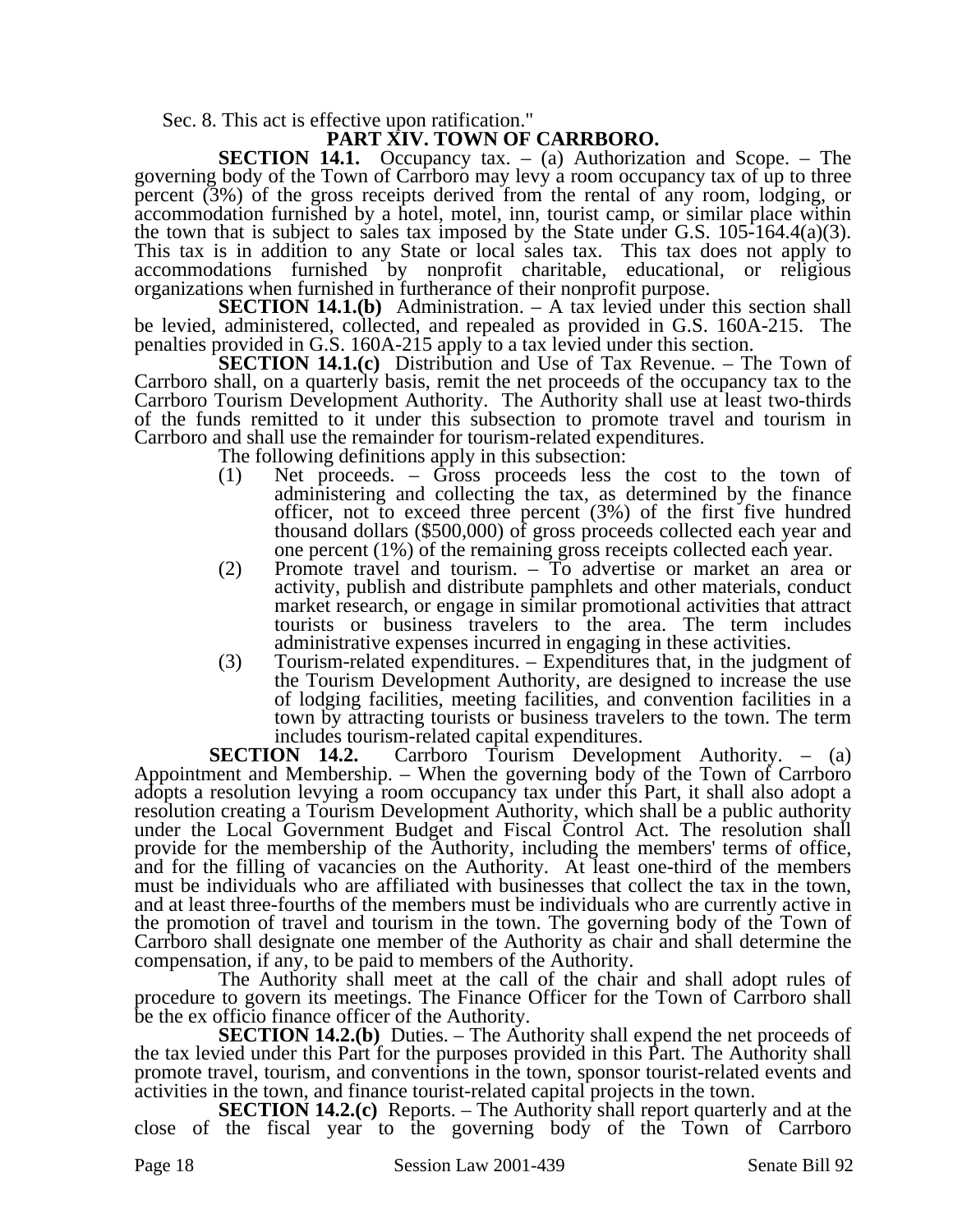Sec. 8. This act is effective upon ratification."

## PART XIV. TOWN OF CARRBORO.

**SECTION 14.1.** Occupancy tax. – (a) Authorization and Scope. – The governing body of the Town of Carrboro may levy a room occupancy tax of up to three percent (3%) of the gross receipts derived from the rental of any room, lodging, or accommodation furnished by a hotel, motel, inn, tourist camp, or similar place within the town that is subject to sales tax imposed by the State under G.S. 105-164.4(a)(3). This tax is in addition to any State or local sales tax. This tax does not apply to accommodations furnished by nonprofit charitable, educational, or religious organizations when furnished in furtherance of their nonprofit purpose.

**SECTION 14.1.(b)** Administration. – A tax levied under this section shall be levied, administered, collected, and repealed as provided in G.S. 160A-215. The penalties provided in G.S. 160A-215 apply to a tax levied under this section.

**SECTION 14.1.(c)** Distribution and Use of Tax Revenue. – The Town of Carrboro shall, on a quarterly basis, remit the net proceeds of the occupancy tax to the Carrboro Tourism Development Authority. The Authority shall use at least two-thirds of the funds remitted to it under this subsection to promote travel and tourism in Carrboro and shall use the remainder for tourism-related expenditures.

The following definitions apply in this subsection:

(1) Net proceeds. – Gross proceeds less the cost to the town of administering and collecting the tax, as determined by the finance officer, not to exceed three percent (3%) of the first five hundred thousand dollars ($500,000) of gross proceeds collected each year and one percent (1%) of the remaining gross receipts collected each year.

(2) Promote travel and tourism. – To advertise or market an area or activity, publish and distribute pamphlets and other materials, conduct market research, or engage in similar promotional activities that attract tourists or business travelers to the area. The term includes administrative expenses incurred in engaging in these activities.

(3) Tourism-related expenditures. – Expenditures that, in the judgment of the Tourism Development Authority, are designed to increase the use of lodging facilities, meeting facilities, and convention facilities in a town by attracting tourists or business travelers to the town. The term includes tourism-related capital expenditures.

**SECTION 14.2.** Carrboro Tourism Development Authority. – (a) Appointment and Membership. – When the governing body of the Town of Carrboro adopts a resolution levying a room occupancy tax under this Part, it shall also adopt a resolution creating a Tourism Development Authority, which shall be a public authority under the Local Government Budget and Fiscal Control Act. The resolution shall provide for the membership of the Authority, including the members' terms of office, and for the filling of vacancies on the Authority. At least one-third of the members must be individuals who are affiliated with businesses that collect the tax in the town, and at least three-fourths of the members must be individuals who are currently active in the promotion of travel and tourism in the town. The governing body of the Town of Carrboro shall designate one member of the Authority as chair and shall determine the compensation, if any, to be paid to members of the Authority.

The Authority shall meet at the call of the chair and shall adopt rules of procedure to govern its meetings. The Finance Officer for the Town of Carrboro shall be the ex officio finance officer of the Authority.

**SECTION 14.2.(b)** Duties. – The Authority shall expend the net proceeds of the tax levied under this Part for the purposes provided in this Part. The Authority shall promote travel, tourism, and conventions in the town, sponsor tourist-related events and activities in the town, and finance tourist-related capital projects in the town.

**SECTION 14.2.(c)** Reports. – The Authority shall report quarterly and at the close of the fiscal year to the governing body of the Town of Carrboro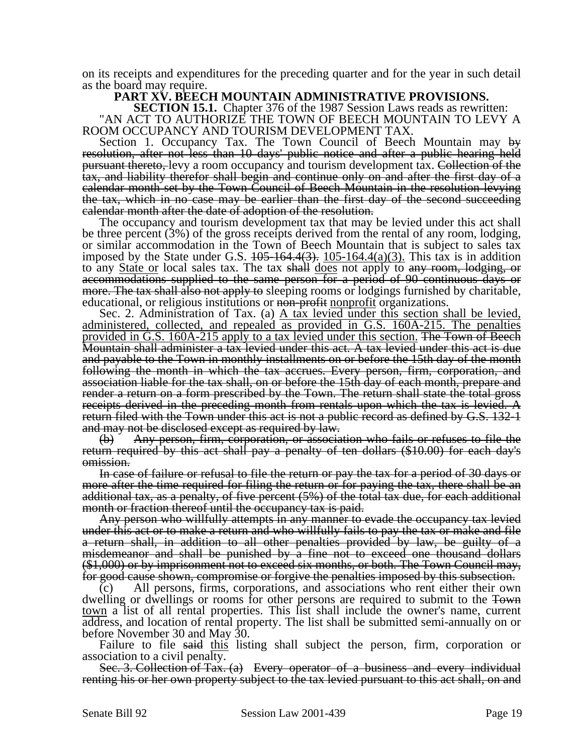on its receipts and expenditures for the preceding quarter and for the year in such detail as the board may require.

**PART XV. BEECH MOUNTAIN ADMINISTRATIVE PROVISIONS.**

**SECTION 15.1.** Chapter 376 of the 1987 Session Laws reads as rewritten:

"AN ACT TO AUTHORIZE THE TOWN OF BEECH MOUNTAIN TO LEVY A ROOM OCCUPANCY AND TOURISM DEVELOPMENT TAX.

Section 1. Occupancy Tax. The Town Council of Beech Mountain may ~~by resolution, after not less than 10 days' public notice and after a public hearing held pursuant thereto,~~ levy a room occupancy and tourism development tax. ~~Collection of the tax, and liability therefor shall begin and continue only on and after the first day of a calendar month set by the Town Council of Beech Mountain in the resolution levying the tax, which in no case may be earlier than the first day of the second succeeding calendar month after the date of adoption of the resolution.~~

The occupancy and tourism development tax that may be levied under this act shall be three percent (3%) of the gross receipts derived from the rental of any room, lodging, or similar accommodation in the Town of Beech Mountain that is subject to sales tax imposed by the State under G.S. ~~105-164.4(3).~~ <u>105-164.4(a)(3).</u> This tax is in addition to any <u>State or</u> local sales tax. The tax ~~shall~~ <u>does</u> not apply to ~~any room, lodging, or accommodations supplied to the same person for a period of 90 continuous days or more. The tax shall also not apply to~~ sleeping rooms or lodgings furnished by charitable, educational, or religious institutions or ~~non-profit~~ <u>nonprofit</u> organizations.

Sec. 2. Administration of Tax. (a) <u>A tax levied under this section shall be levied, administered, collected, and repealed as provided in G.S. 160A-215. The penalties provided in G.S. 160A-215 apply to a tax levied under this section.</u> ~~The Town of Beech Mountain shall administer a tax levied under this act. A tax levied under this act is due and payable to the Town in monthly installments on or before the 15th day of the month following the month in which the tax accrues. Every person, firm, corporation, and association liable for the tax shall, on or before the 15th day of each month, prepare and render a return on a form prescribed by the Town. The return shall state the total gross receipts derived in the preceding month from rentals upon which the tax is levied. A return filed with the Town under this act is not a public record as defined by G.S. 132-1 and may not be disclosed except as required by law.~~

~~(b) Any person, firm, corporation, or association who fails or refuses to file the return required by this act shall pay a penalty of ten dollars ($10.00) for each day's omission.~~

~~In case of failure or refusal to file the return or pay the tax for a period of 30 days or more after the time required for filing the return or for paying the tax, there shall be an additional tax, as a penalty, of five percent (5%) of the total tax due, for each additional month or fraction thereof until the occupancy tax is paid.~~

~~Any person who willfully attempts in any manner to evade the occupancy tax levied under this act or to make a return and who willfully fails to pay the tax or make and file a return shall, in addition to all other penalties provided by law, be guilty of a misdemeanor and shall be punished by a fine not to exceed one thousand dollars ($1,000) or by imprisonment not to exceed six months, or both. The Town Council may, for good cause shown, compromise or forgive the penalties imposed by this subsection.~~

(c) All persons, firms, corporations, and associations who rent either their own dwelling or dwellings or rooms for other persons are required to submit to the ~~Town~~ <u>town</u> a list of all rental properties. This list shall include the owner's name, current address, and location of rental property. The list shall be submitted semi-annually on or before November 30 and May 30.

Failure to file ~~said~~ <u>this</u> listing shall subject the person, firm, corporation or association to a civil penalty.

~~Sec. 3. Collection of Tax. (a) Every operator of a business and every individual renting his or her own property subject to the tax levied pursuant to this act shall, on and~~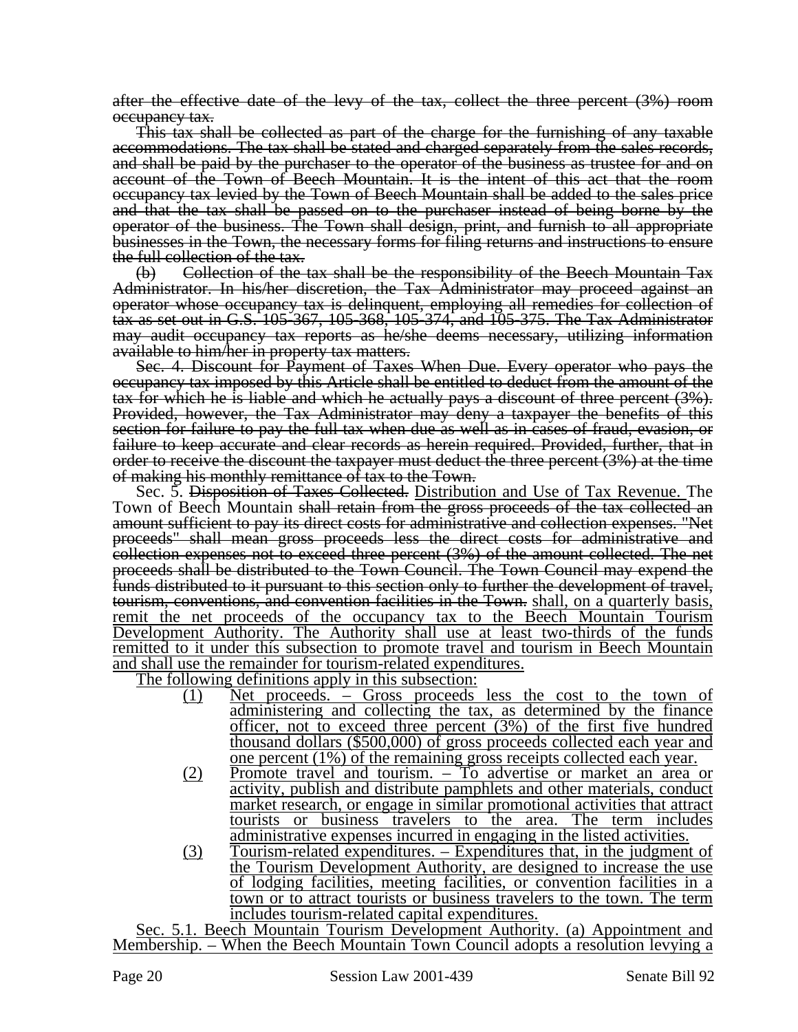~~after the effective date of the levy of the tax, collect the three percent (3%) room occupancy tax.~~

~~This tax shall be collected as part of the charge for the furnishing of any taxable accommodations. The tax shall be stated and charged separately from the sales records, and shall be paid by the purchaser to the operator of the business as trustee for and on account of the Town of Beech Mountain. It is the intent of this act that the room occupancy tax levied by the Town of Beech Mountain shall be added to the sales price and that the tax shall be passed on to the purchaser instead of being borne by the operator of the business. The Town shall design, print, and furnish to all appropriate businesses in the Town, the necessary forms for filing returns and instructions to ensure the full collection of the tax.~~

~~(b) Collection of the tax shall be the responsibility of the Beech Mountain Tax Administrator. In his/her discretion, the Tax Administrator may proceed against an operator whose occupancy tax is delinquent, employing all remedies for collection of tax as set out in G.S. 105-367, 105-368, 105-374, and 105-375. The Tax Administrator may audit occupancy tax reports as he/she deems necessary, utilizing information available to him/her in property tax matters.~~

~~Sec. 4. Discount for Payment of Taxes When Due. Every operator who pays the occupancy tax imposed by this Article shall be entitled to deduct from the amount of the tax for which he is liable and which he actually pays a discount of three percent (3%). Provided, however, the Tax Administrator may deny a taxpayer the benefits of this section for failure to pay the full tax when due as well as in cases of fraud, evasion, or failure to keep accurate and clear records as herein required. Provided, further, that in order to receive the discount the taxpayer must deduct the three percent (3%) at the time of making his monthly remittance of tax to the Town.~~

Sec. 5. ~~Disposition of Taxes Collected.~~ <u>Distribution and Use of Tax Revenue.</u> The Town of Beech Mountain ~~shall retain from the gross proceeds of the tax collected an amount sufficient to pay its direct costs for administrative and collection expenses. "Net proceeds" shall mean gross proceeds less the direct costs for administrative and collection expenses not to exceed three percent (3%) of the amount collected. The net proceeds shall be distributed to the Town Council. The Town Council may expend the funds distributed to it pursuant to this section only to further the development of travel, tourism, conventions, and convention facilities in the Town.~~ <u>shall, on a quarterly basis, remit the net proceeds of the occupancy tax to the Beech Mountain Tourism Development Authority. The Authority shall use at least two-thirds of the funds remitted to it under this subsection to promote travel and tourism in Beech Mountain and shall use the remainder for tourism-related expenditures.</u>

<u>The following definitions apply in this subsection:</u>

<u>(1) Net proceeds. – Gross proceeds less the cost to the town of administering and collecting the tax, as determined by the finance officer, not to exceed three percent (3%) of the first five hundred thousand dollars ($500,000) of gross proceeds collected each year and one percent (1%) of the remaining gross receipts collected each year.</u>

<u>(2) Promote travel and tourism. – To advertise or market an area or activity, publish and distribute pamphlets and other materials, conduct market research, or engage in similar promotional activities that attract tourists or business travelers to the area. The term includes administrative expenses incurred in engaging in the listed activities.</u>

<u>(3) Tourism-related expenditures. – Expenditures that, in the judgment of the Tourism Development Authority, are designed to increase the use of lodging facilities, meeting facilities, or convention facilities in a town or to attract tourists or business travelers to the town. The term includes tourism-related capital expenditures.</u>

<u>Sec. 5.1. Beech Mountain Tourism Development Authority. (a) Appointment and Membership. – When the Beech Mountain Town Council adopts a resolution levying a</u>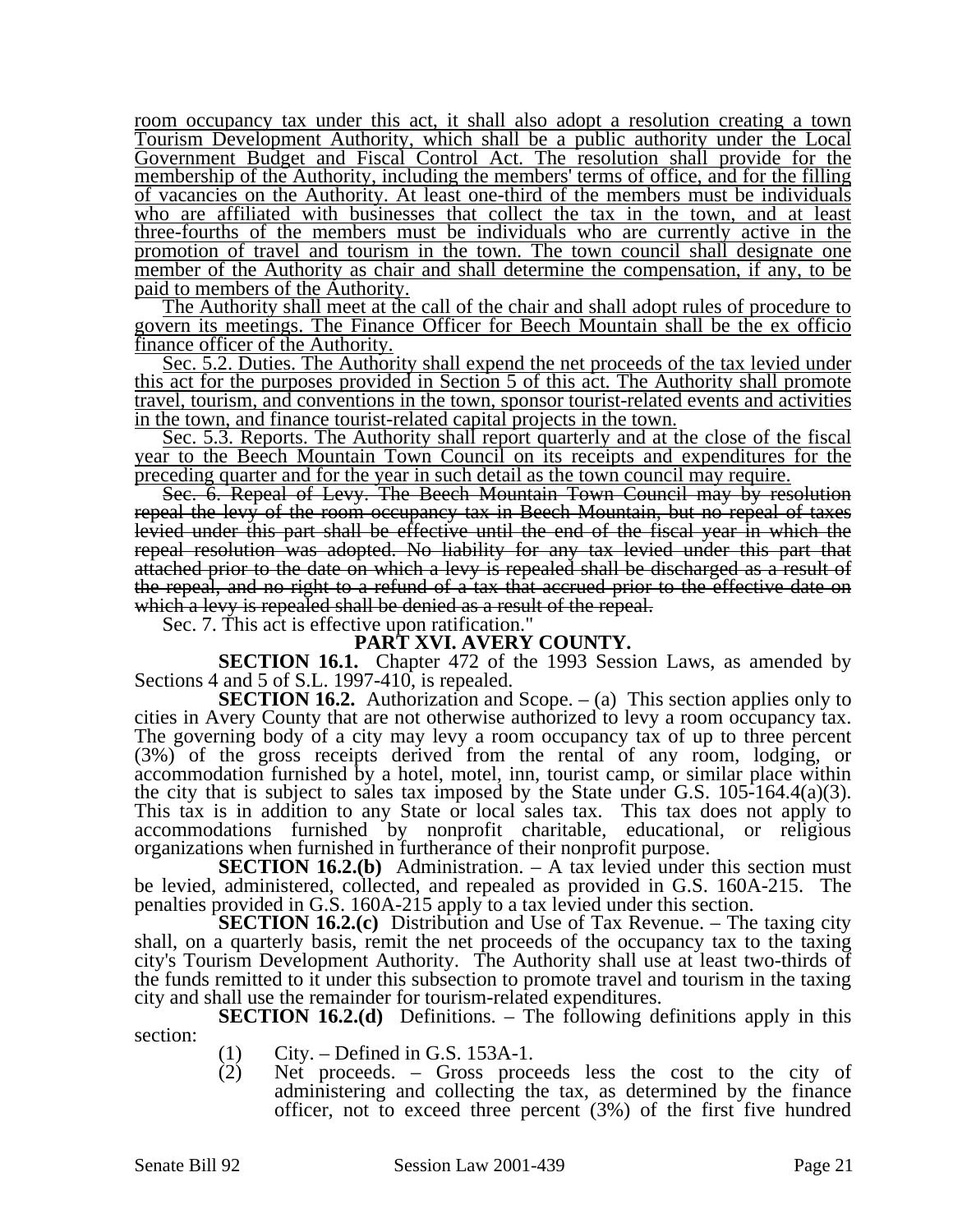room occupancy tax under this act, it shall also adopt a resolution creating a town Tourism Development Authority, which shall be a public authority under the Local Government Budget and Fiscal Control Act. The resolution shall provide for the membership of the Authority, including the members' terms of office, and for the filling of vacancies on the Authority. At least one-third of the members must be individuals who are affiliated with businesses that collect the tax in the town, and at least three-fourths of the members must be individuals who are currently active in the promotion of travel and tourism in the town. The town council shall designate one member of the Authority as chair and shall determine the compensation, if any, to be paid to members of the Authority.

The Authority shall meet at the call of the chair and shall adopt rules of procedure to govern its meetings. The Finance Officer for Beech Mountain shall be the ex officio finance officer of the Authority.

Sec. 5.2. Duties. The Authority shall expend the net proceeds of the tax levied under this act for the purposes provided in Section 5 of this act. The Authority shall promote travel, tourism, and conventions in the town, sponsor tourist-related events and activities in the town, and finance tourist-related capital projects in the town.

Sec. 5.3. Reports. The Authority shall report quarterly and at the close of the fiscal year to the Beech Mountain Town Council on its receipts and expenditures for the preceding quarter and for the year in such detail as the town council may require.

~~Sec. 6. Repeal of Levy. The Beech Mountain Town Council may by resolution repeal the levy of the room occupancy tax in Beech Mountain, but no repeal of taxes levied under this part shall be effective until the end of the fiscal year in which the repeal resolution was adopted. No liability for any tax levied under this part that attached prior to the date on which a levy is repealed shall be discharged as a result of the repeal, and no right to a refund of a tax that accrued prior to the effective date on which a levy is repealed shall be denied as a result of the repeal.~~

Sec. 7. This act is effective upon ratification."

## PART XVI. AVERY COUNTY.

**SECTION 16.1.** Chapter 472 of the 1993 Session Laws, as amended by Sections 4 and 5 of S.L. 1997-410, is repealed.

**SECTION 16.2.** Authorization and Scope. – (a) This section applies only to cities in Avery County that are not otherwise authorized to levy a room occupancy tax. The governing body of a city may levy a room occupancy tax of up to three percent (3%) of the gross receipts derived from the rental of any room, lodging, or accommodation furnished by a hotel, motel, inn, tourist camp, or similar place within the city that is subject to sales tax imposed by the State under G.S. 105-164.4(a)(3). This tax is in addition to any State or local sales tax. This tax does not apply to accommodations furnished by nonprofit charitable, educational, or religious organizations when furnished in furtherance of their nonprofit purpose.

**SECTION 16.2.(b)** Administration. – A tax levied under this section must be levied, administered, collected, and repealed as provided in G.S. 160A-215. The penalties provided in G.S. 160A-215 apply to a tax levied under this section.

**SECTION 16.2.(c)** Distribution and Use of Tax Revenue. – The taxing city shall, on a quarterly basis, remit the net proceeds of the occupancy tax to the taxing city's Tourism Development Authority. The Authority shall use at least two-thirds of the funds remitted to it under this subsection to promote travel and tourism in the taxing city and shall use the remainder for tourism-related expenditures.

**SECTION 16.2.(d)** Definitions. – The following definitions apply in this section:

(1) City. – Defined in G.S. 153A-1.

(2) Net proceeds. – Gross proceeds less the cost to the city of administering and collecting the tax, as determined by the finance officer, not to exceed three percent (3%) of the first five hundred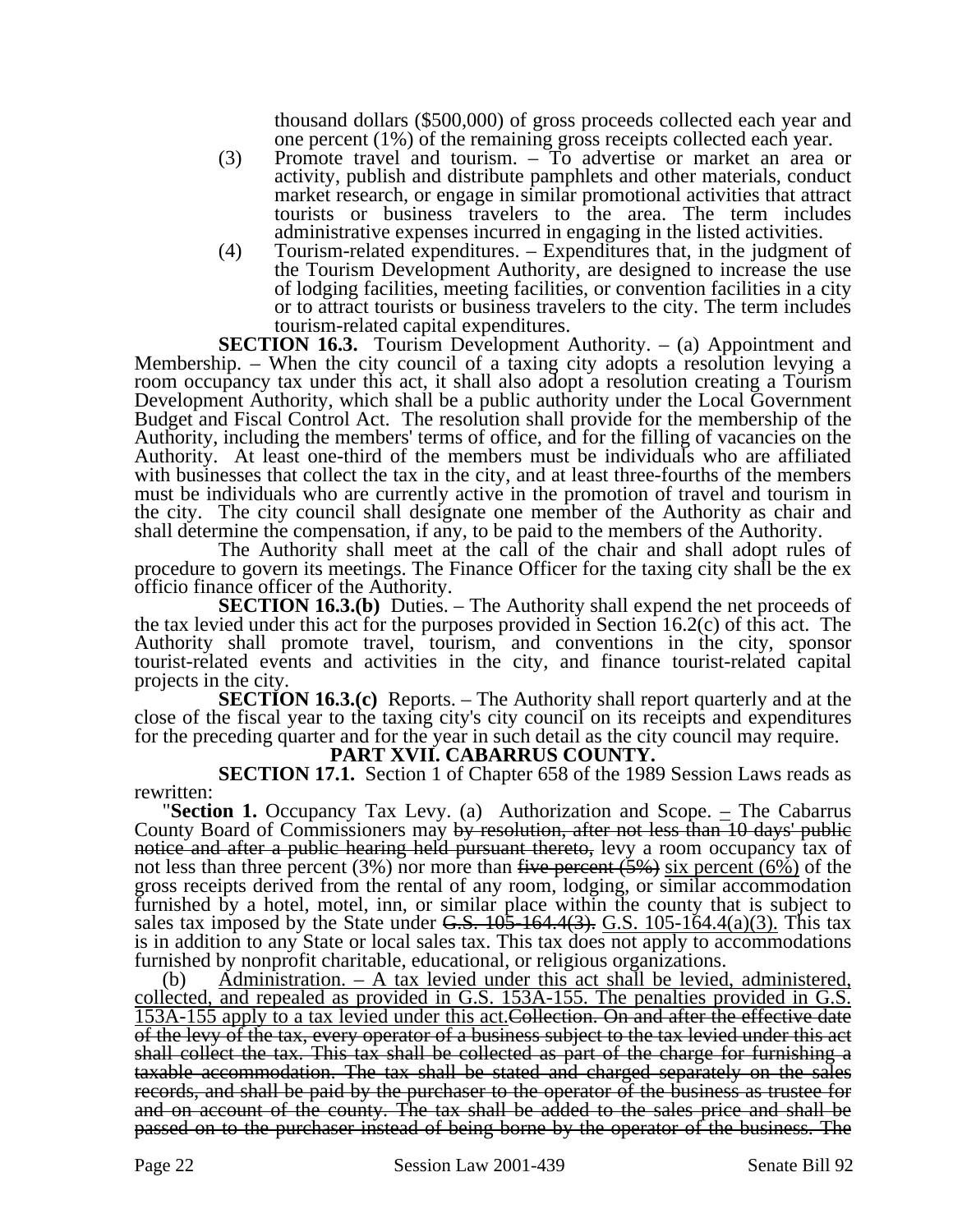thousand dollars ($500,000) of gross proceeds collected each year and one percent (1%) of the remaining gross receipts collected each year.

(3) Promote travel and tourism. – To advertise or market an area or activity, publish and distribute pamphlets and other materials, conduct market research, or engage in similar promotional activities that attract tourists or business travelers to the area. The term includes administrative expenses incurred in engaging in the listed activities.

(4) Tourism-related expenditures. – Expenditures that, in the judgment of the Tourism Development Authority, are designed to increase the use of lodging facilities, meeting facilities, or convention facilities in a city or to attract tourists or business travelers to the city. The term includes tourism-related capital expenditures.

**SECTION 16.3.** Tourism Development Authority. – (a) Appointment and Membership. – When the city council of a taxing city adopts a resolution levying a room occupancy tax under this act, it shall also adopt a resolution creating a Tourism Development Authority, which shall be a public authority under the Local Government Budget and Fiscal Control Act. The resolution shall provide for the membership of the Authority, including the members' terms of office, and for the filling of vacancies on the Authority. At least one-third of the members must be individuals who are affiliated with businesses that collect the tax in the city, and at least three-fourths of the members must be individuals who are currently active in the promotion of travel and tourism in the city. The city council shall designate one member of the Authority as chair and shall determine the compensation, if any, to be paid to the members of the Authority.

The Authority shall meet at the call of the chair and shall adopt rules of procedure to govern its meetings. The Finance Officer for the taxing city shall be the ex officio finance officer of the Authority.

**SECTION 16.3.(b)** Duties. – The Authority shall expend the net proceeds of the tax levied under this act for the purposes provided in Section 16.2(c) of this act. The Authority shall promote travel, tourism, and conventions in the city, sponsor tourist-related events and activities in the city, and finance tourist-related capital projects in the city.

**SECTION 16.3.(c)** Reports. – The Authority shall report quarterly and at the close of the fiscal year to the taxing city's city council on its receipts and expenditures for the preceding quarter and for the year in such detail as the city council may require.

## PART XVII. CABARRUS COUNTY.

**SECTION 17.1.** Section 1 of Chapter 658 of the 1989 Session Laws reads as rewritten:

"**Section 1.** Occupancy Tax Levy. (a) Authorization and Scope. – The Cabarrus County Board of Commissioners may ~~by resolution, after not less than 10 days' public notice and after a public hearing held pursuant thereto,~~ levy a room occupancy tax of not less than three percent (3%) nor more than ~~five percent (5%)~~ six percent (6%) of the gross receipts derived from the rental of any room, lodging, or similar accommodation furnished by a hotel, motel, inn, or similar place within the county that is subject to sales tax imposed by the State under ~~G.S. 105-164.4(3).~~ G.S. 105-164.4(a)(3). This tax is in addition to any State or local sales tax. This tax does not apply to accommodations furnished by nonprofit charitable, educational, or religious organizations.

(b) Administration. – A tax levied under this act shall be levied, administered, collected, and repealed as provided in G.S. 153A-155. The penalties provided in G.S. 153A-155 apply to a tax levied under this act.~~Collection. On and after the effective date of the levy of the tax, every operator of a business subject to the tax levied under this act shall collect the tax. This tax shall be collected as part of the charge for furnishing a taxable accommodation. The tax shall be stated and charged separately on the sales records, and shall be paid by the purchaser to the operator of the business as trustee for and on account of the county. The tax shall be added to the sales price and shall be passed on to the purchaser instead of being borne by the operator of the business. The~~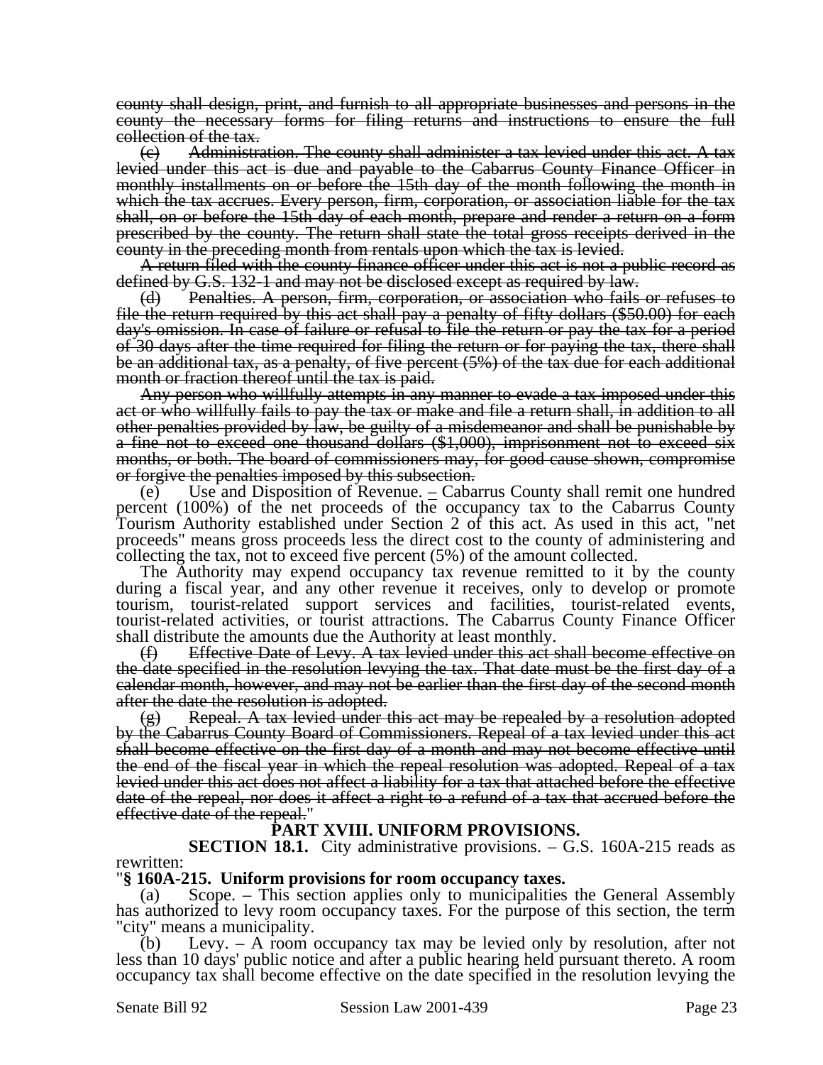~~county shall design, print, and furnish to all appropriate businesses and persons in the county the necessary forms for filing returns and instructions to ensure the full collection of the tax.~~

~~(c) Administration. The county shall administer a tax levied under this act. A tax levied under this act is due and payable to the Cabarrus County Finance Officer in monthly installments on or before the 15th day of the month following the month in which the tax accrues. Every person, firm, corporation, or association liable for the tax shall, on or before the 15th day of each month, prepare and render a return on a form prescribed by the county. The return shall state the total gross receipts derived in the county in the preceding month from rentals upon which the tax is levied.~~

~~A return filed with the county finance officer under this act is not a public record as defined by G.S. 132-1 and may not be disclosed except as required by law.~~

~~(d) Penalties. A person, firm, corporation, or association who fails or refuses to file the return required by this act shall pay a penalty of fifty dollars ($50.00) for each day's omission. In case of failure or refusal to file the return or pay the tax for a period of 30 days after the time required for filing the return or for paying the tax, there shall be an additional tax, as a penalty, of five percent (5%) of the tax due for each additional month or fraction thereof until the tax is paid.~~

~~Any person who willfully attempts in any manner to evade a tax imposed under this act or who willfully fails to pay the tax or make and file a return shall, in addition to all other penalties provided by law, be guilty of a misdemeanor and shall be punishable by a fine not to exceed one thousand dollars ($1,000), imprisonment not to exceed six months, or both. The board of commissioners may, for good cause shown, compromise or forgive the penalties imposed by this subsection.~~

(e) Use and Disposition of Revenue. – Cabarrus County shall remit one hundred percent (100%) of the net proceeds of the occupancy tax to the Cabarrus County Tourism Authority established under Section 2 of this act. As used in this act, "net proceeds" means gross proceeds less the direct cost to the county of administering and collecting the tax, not to exceed five percent (5%) of the amount collected.

The Authority may expend occupancy tax revenue remitted to it by the county during a fiscal year, and any other revenue it receives, only to develop or promote tourism, tourist-related support services and facilities, tourist-related events, tourist-related activities, or tourist attractions. The Cabarrus County Finance Officer shall distribute the amounts due the Authority at least monthly.

~~(f) Effective Date of Levy. A tax levied under this act shall become effective on the date specified in the resolution levying the tax. That date must be the first day of a calendar month, however, and may not be earlier than the first day of the second month after the date the resolution is adopted.~~

~~(g) Repeal. A tax levied under this act may be repealed by a resolution adopted by the Cabarrus County Board of Commissioners. Repeal of a tax levied under this act shall become effective on the first day of a month and may not become effective until the end of the fiscal year in which the repeal resolution was adopted. Repeal of a tax levied under this act does not affect a liability for a tax that attached before the effective date of the repeal, nor does it affect a right to a refund of a tax that accrued before the effective date of the repeal.~~"

## PART XVIII. UNIFORM PROVISIONS.

**SECTION 18.1.** City administrative provisions. – G.S. 160A-215 reads as rewritten:

"**§ 160A-215. Uniform provisions for room occupancy taxes.**

(a) Scope. – This section applies only to municipalities the General Assembly has authorized to levy room occupancy taxes. For the purpose of this section, the term "city" means a municipality.

(b) Levy. – A room occupancy tax may be levied only by resolution, after not less than 10 days' public notice and after a public hearing held pursuant thereto. A room occupancy tax shall become effective on the date specified in the resolution levying the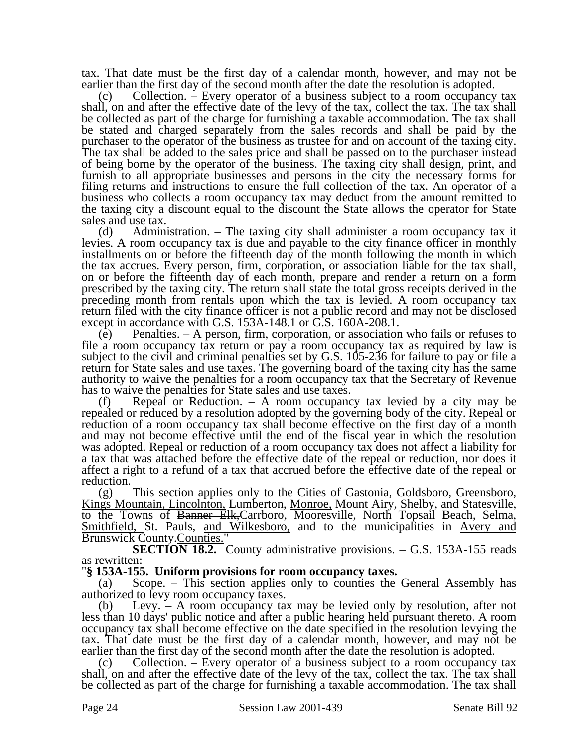tax. That date must be the first day of a calendar month, however, and may not be earlier than the first day of the second month after the date the resolution is adopted.

(c) Collection. – Every operator of a business subject to a room occupancy tax shall, on and after the effective date of the levy of the tax, collect the tax. The tax shall be collected as part of the charge for furnishing a taxable accommodation. The tax shall be stated and charged separately from the sales records and shall be paid by the purchaser to the operator of the business as trustee for and on account of the taxing city. The tax shall be added to the sales price and shall be passed on to the purchaser instead of being borne by the operator of the business. The taxing city shall design, print, and furnish to all appropriate businesses and persons in the city the necessary forms for filing returns and instructions to ensure the full collection of the tax. An operator of a business who collects a room occupancy tax may deduct from the amount remitted to the taxing city a discount equal to the discount the State allows the operator for State sales and use tax.

(d) Administration. – The taxing city shall administer a room occupancy tax it levies. A room occupancy tax is due and payable to the city finance officer in monthly installments on or before the fifteenth day of the month following the month in which the tax accrues. Every person, firm, corporation, or association liable for the tax shall, on or before the fifteenth day of each month, prepare and render a return on a form prescribed by the taxing city. The return shall state the total gross receipts derived in the preceding month from rentals upon which the tax is levied. A room occupancy tax return filed with the city finance officer is not a public record and may not be disclosed except in accordance with G.S. 153A-148.1 or G.S. 160A-208.1.

(e) Penalties. – A person, firm, corporation, or association who fails or refuses to file a room occupancy tax return or pay a room occupancy tax as required by law is subject to the civil and criminal penalties set by G.S. 105-236 for failure to pay or file a return for State sales and use taxes. The governing board of the taxing city has the same authority to waive the penalties for a room occupancy tax that the Secretary of Revenue has to waive the penalties for State sales and use taxes.

(f) Repeal or Reduction. – A room occupancy tax levied by a city may be repealed or reduced by a resolution adopted by the governing body of the city. Repeal or reduction of a room occupancy tax shall become effective on the first day of a month and may not become effective until the end of the fiscal year in which the resolution was adopted. Repeal or reduction of a room occupancy tax does not affect a liability for a tax that was attached before the effective date of the repeal or reduction, nor does it affect a right to a refund of a tax that accrued before the effective date of the repeal or reduction.

(g) This section applies only to the Cities of <u>Gastonia,</u> Goldsboro, Greensboro, <u>Kings Mountain, Lincolnton,</u> Lumberton, <u>Monroe,</u> Mount Airy, Shelby, and Statesville, to the Towns of ~~Banner Elk,~~Carrboro, Mooresville, <u>North Topsail Beach, Selma, Smithfield,</u> St. Pauls, <u>and Wilkesboro,</u> and to the municipalities in <u>Avery and</u> Brunswick ~~County.~~<u>Counties.</u>"

**SECTION 18.2.** County administrative provisions. – G.S. 153A-155 reads as rewritten:

"**§ 153A-155. Uniform provisions for room occupancy taxes.**

(a) Scope. – This section applies only to counties the General Assembly has authorized to levy room occupancy taxes.

(b) Levy. – A room occupancy tax may be levied only by resolution, after not less than 10 days' public notice and after a public hearing held pursuant thereto. A room occupancy tax shall become effective on the date specified in the resolution levying the tax. That date must be the first day of a calendar month, however, and may not be earlier than the first day of the second month after the date the resolution is adopted.

(c) Collection. – Every operator of a business subject to a room occupancy tax shall, on and after the effective date of the levy of the tax, collect the tax. The tax shall be collected as part of the charge for furnishing a taxable accommodation. The tax shall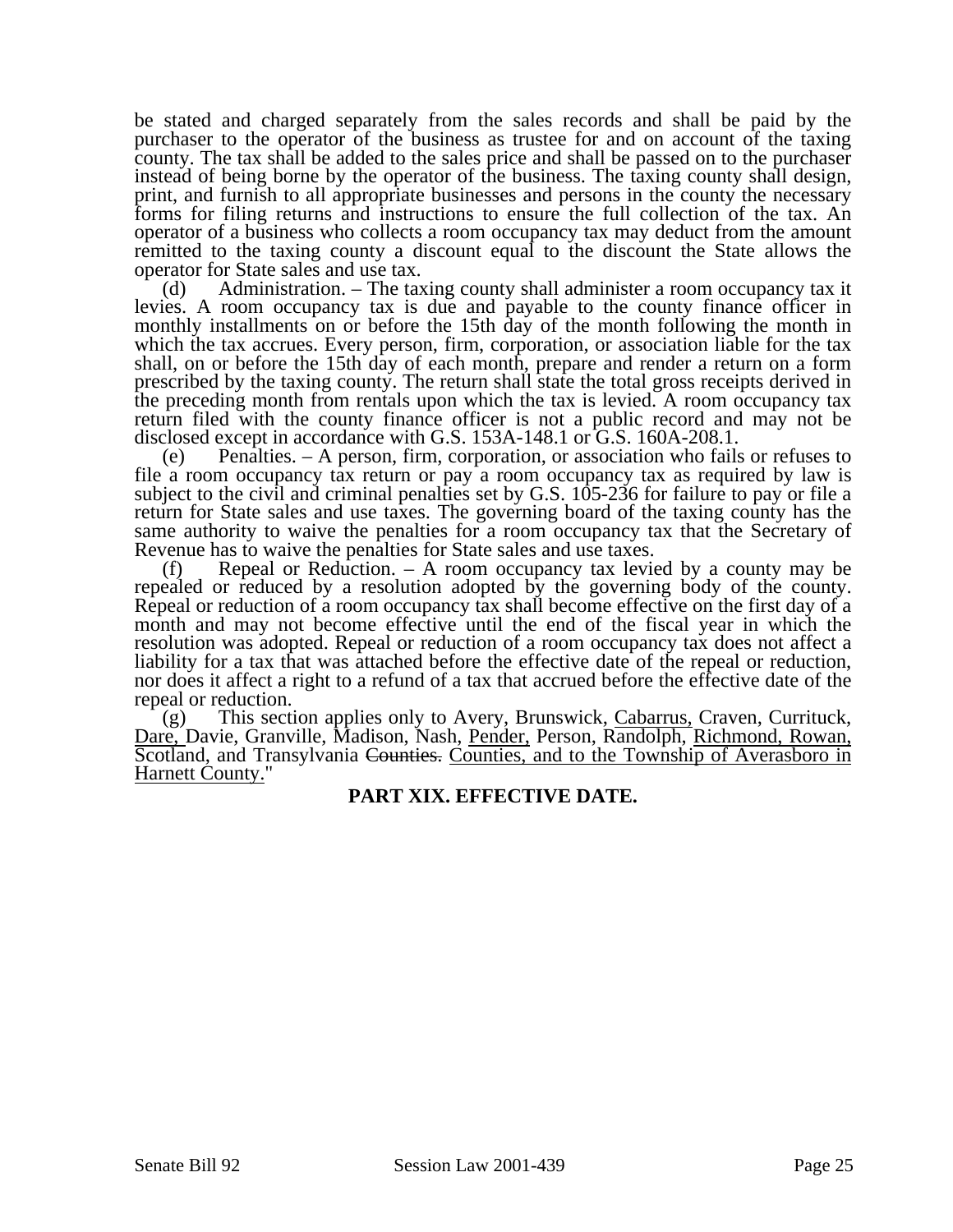be stated and charged separately from the sales records and shall be paid by the purchaser to the operator of the business as trustee for and on account of the taxing county. The tax shall be added to the sales price and shall be passed on to the purchaser instead of being borne by the operator of the business. The taxing county shall design, print, and furnish to all appropriate businesses and persons in the county the necessary forms for filing returns and instructions to ensure the full collection of the tax. An operator of a business who collects a room occupancy tax may deduct from the amount remitted to the taxing county a discount equal to the discount the State allows the operator for State sales and use tax.

(d) Administration. – The taxing county shall administer a room occupancy tax it levies. A room occupancy tax is due and payable to the county finance officer in monthly installments on or before the 15th day of the month following the month in which the tax accrues. Every person, firm, corporation, or association liable for the tax shall, on or before the 15th day of each month, prepare and render a return on a form prescribed by the taxing county. The return shall state the total gross receipts derived in the preceding month from rentals upon which the tax is levied. A room occupancy tax return filed with the county finance officer is not a public record and may not be disclosed except in accordance with G.S. 153A-148.1 or G.S. 160A-208.1.

(e) Penalties. – A person, firm, corporation, or association who fails or refuses to file a room occupancy tax return or pay a room occupancy tax as required by law is subject to the civil and criminal penalties set by G.S. 105-236 for failure to pay or file a return for State sales and use taxes. The governing board of the taxing county has the same authority to waive the penalties for a room occupancy tax that the Secretary of Revenue has to waive the penalties for State sales and use taxes.

(f) Repeal or Reduction. – A room occupancy tax levied by a county may be repealed or reduced by a resolution adopted by the governing body of the county. Repeal or reduction of a room occupancy tax shall become effective on the first day of a month and may not become effective until the end of the fiscal year in which the resolution was adopted. Repeal or reduction of a room occupancy tax does not affect a liability for a tax that was attached before the effective date of the repeal or reduction, nor does it affect a right to a refund of a tax that accrued before the effective date of the repeal or reduction.

(g) This section applies only to Avery, Brunswick, <u>Cabarrus,</u> Craven, Currituck, <u>Dare,</u> Davie, Granville, Madison, Nash, <u>Pender,</u> Person, Randolph, <u>Richmond, Rowan,</u> Scotland, and Transylvania ~~Counties.~~ <u>Counties, and to the Township of Averasboro in Harnett County.</u>"

## PART XIX. EFFECTIVE DATE.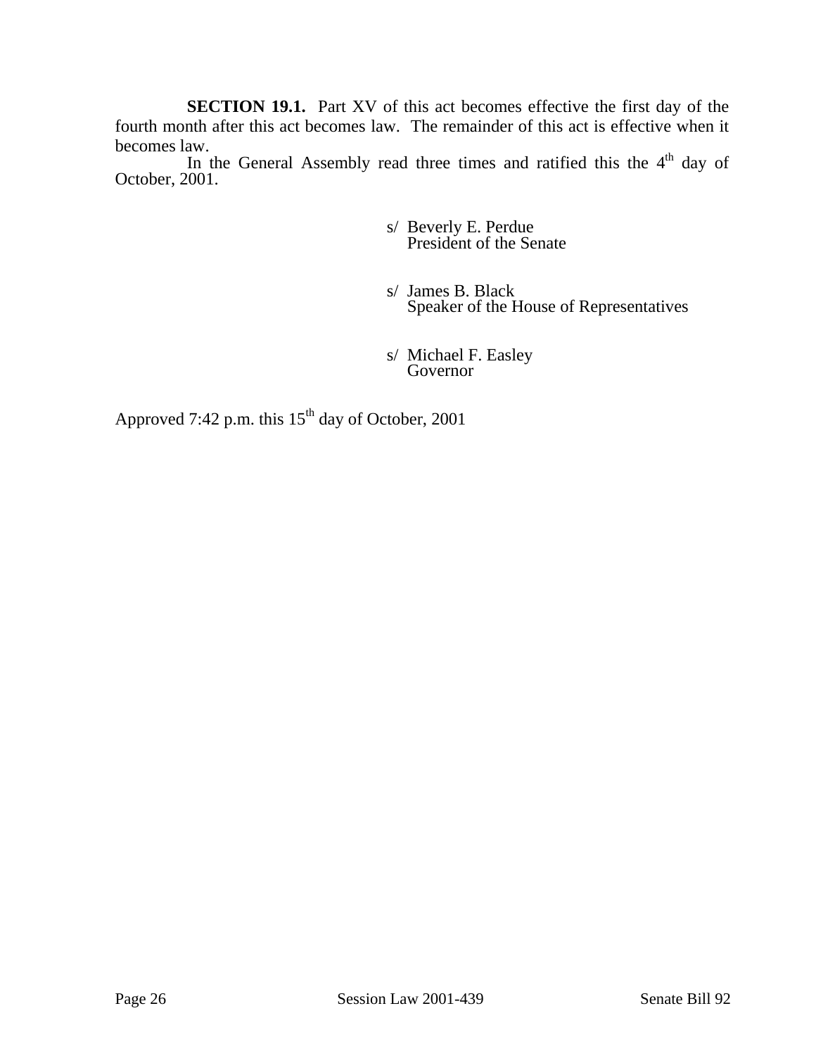**SECTION 19.1.** Part XV of this act becomes effective the first day of the fourth month after this act becomes law. The remainder of this act is effective when it becomes law.

In the General Assembly read three times and ratified this the 4th day of October, 2001.

s/ Beverly E. Perdue
President of the Senate

s/ James B. Black
Speaker of the House of Representatives

s/ Michael F. Easley
Governor

Approved 7:42 p.m. this 15th day of October, 2001